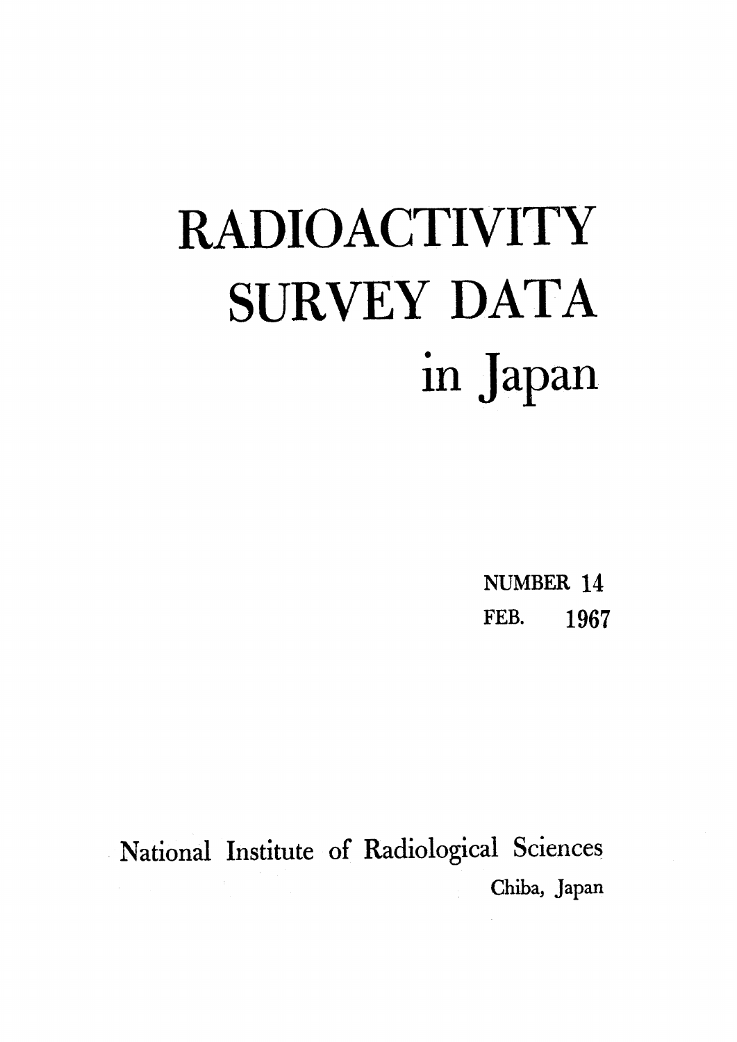# RADIOACTIVITY SURVEY DATA in Japan

NUMBER 14
FEB. 1967

National Institute of Radiological Sciences
Chiba, Japan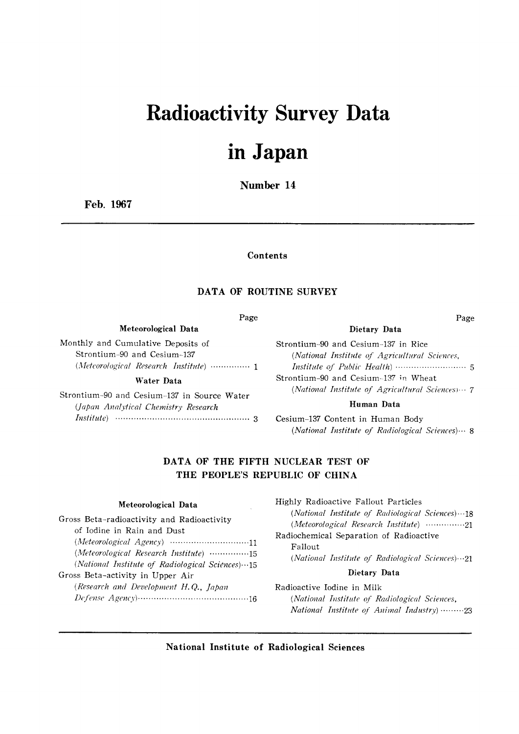# Radioactivity Survey Data in Japan

**Number 14**

**Feb. 1967**

## Contents

### DATA OF ROUTINE SURVEY

#### Meteorological Data

Monthly and Cumulative Deposits of Strontium-90 and Cesium-137
*(Meteorological Research Institute)* ..... 1

#### Water Data

Strontium-90 and Cesium-137 in Source Water
*(Japan Analytical Chemistry Research Institute)* ..... 3

#### Dietary Data

Strontium-90 and Cesium-137 in Rice
*(National Institute of Agricultural Sciences, Institute of Public Health)* ..... 5

Strontium-90 and Cesium-137 in Wheat
*(National Institute of Agricultural Sciences)* ..... 7

#### Human Data

Cesium-137 Content in Human Body
*(National Institute of Radiological Sciences)* ..... 8

### DATA OF THE FIFTH NUCLEAR TEST OF THE PEOPLE'S REPUBLIC OF CHINA

#### Meteorological Data

Gross Beta-radioactivity and Radioactivity of Iodine in Rain and Dust
*(Meteorological Agency)* ..... 11
*(Meteorological Research Institute)* ..... 15
*(National Institute of Radiological Sciences)* ..... 15

Gross Beta-activity in Upper Air
*(Research and Development H.Q., Japan Defense Agency)* ..... 16

Highly Radioactive Fallout Particles
*(National Institute of Radiological Sciences)* ..... 18
*(Meteorological Research Institute)* ..... 21

Radiochemical Separation of Radioactive Fallout
*(National Institute of Radiological Sciences)* ..... 21

#### Dietary Data

Radioactive Iodine in Milk
*(National Institute of Radiological Sciences, National Institute of Animal Industry)* ..... 23

**National Institute of Radiological Sciences**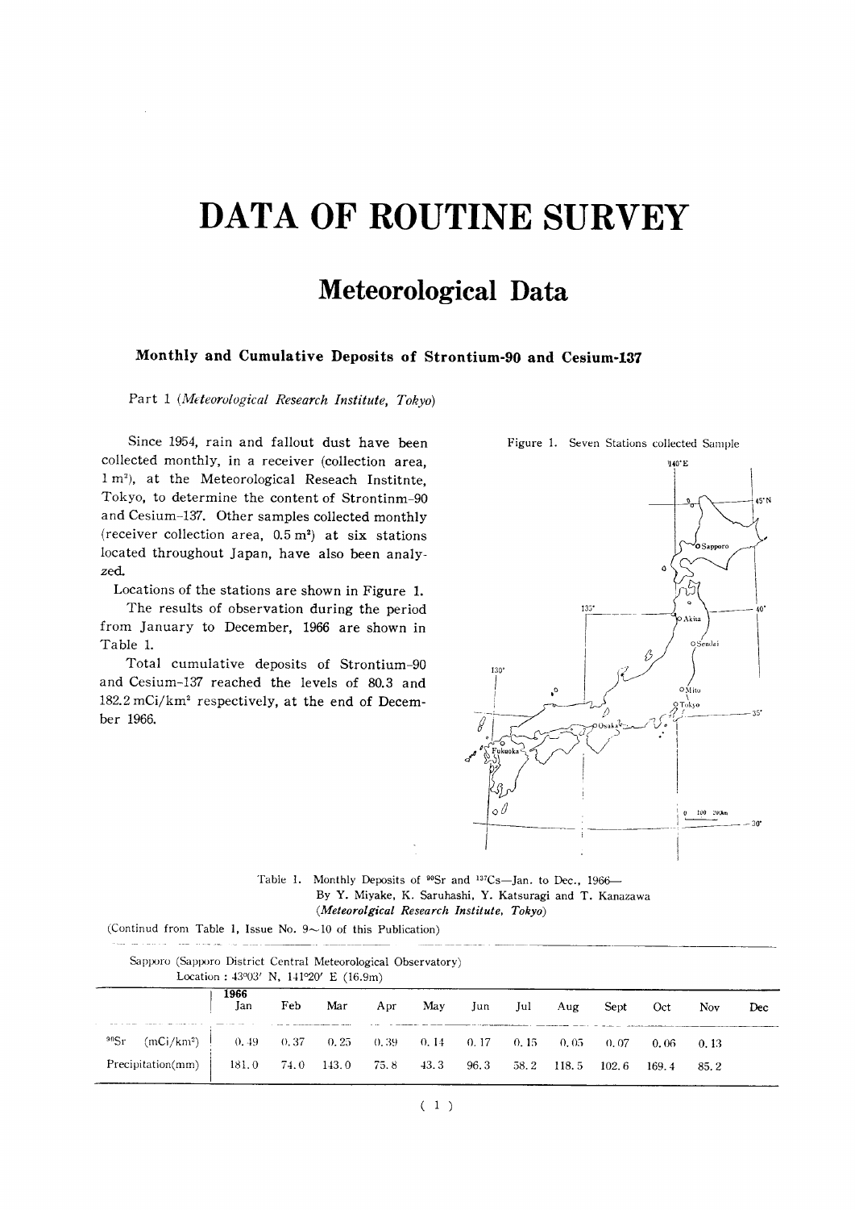# DATA OF ROUTINE SURVEY

## Meteorological Data

### Monthly and Cumulative Deposits of Strontium-90 and Cesium-137

Part 1 (*Meteorological Research Institute, Tokyo*)

Since 1954, rain and fallout dust have been collected monthly, in a receiver (collection area, 1 m²), at the Meteorological Reseach Institnte, Tokyo, to determine the content of Strontinm-90 and Cesium-137. Other samples collected monthly (receiver collection area, 0.5 m²) at six stations located throughout Japan, have also been analyzed.

Locations of the stations are shown in Figure 1.

The results of observation during the period from January to December, 1966 are shown in Table 1.

Total cumulative deposits of Strontium-90 and Cesium-137 reached the levels of 80.3 and 182.2 mCi/km² respectively, at the end of December 1966.

Figure 1. Seven Stations collected Sample

Table 1. Monthly Deposits of $^{90}$Sr and $^{137}$Cs—Jan. to Dec., 1966—
By Y. Miyake, K. Saruhashi, Y. Katsuragi and T. Kanazawa
(*Meteorolgical Research Institute, Tokyo*)

(Continud from Table 1, Issue No. 9～10 of this Publication)

Sapporo (Sapporo District Central Meteorological Observatory)
Location : 43°03′ N, 141°20′ E (16.9m)

| | 1966 Jan | Feb | Mar | Apr | May | Jun | Jul | Aug | Sept | Oct | Nov | Dec |
|---|---|---|---|---|---|---|---|---|---|---|---|---|
| $^{90}$Sr (mCi/km²) | 0.49 | 0.37 | 0.25 | 0.39 | 0.14 | 0.17 | 0.15 | 0.05 | 0.07 | 0.06 | 0.13 | |
| Precipitation(mm) | 181.0 | 74.0 | 143.0 | 75.8 | 43.3 | 96.3 | 58.2 | 118.5 | 102.6 | 169.4 | 85.2 | |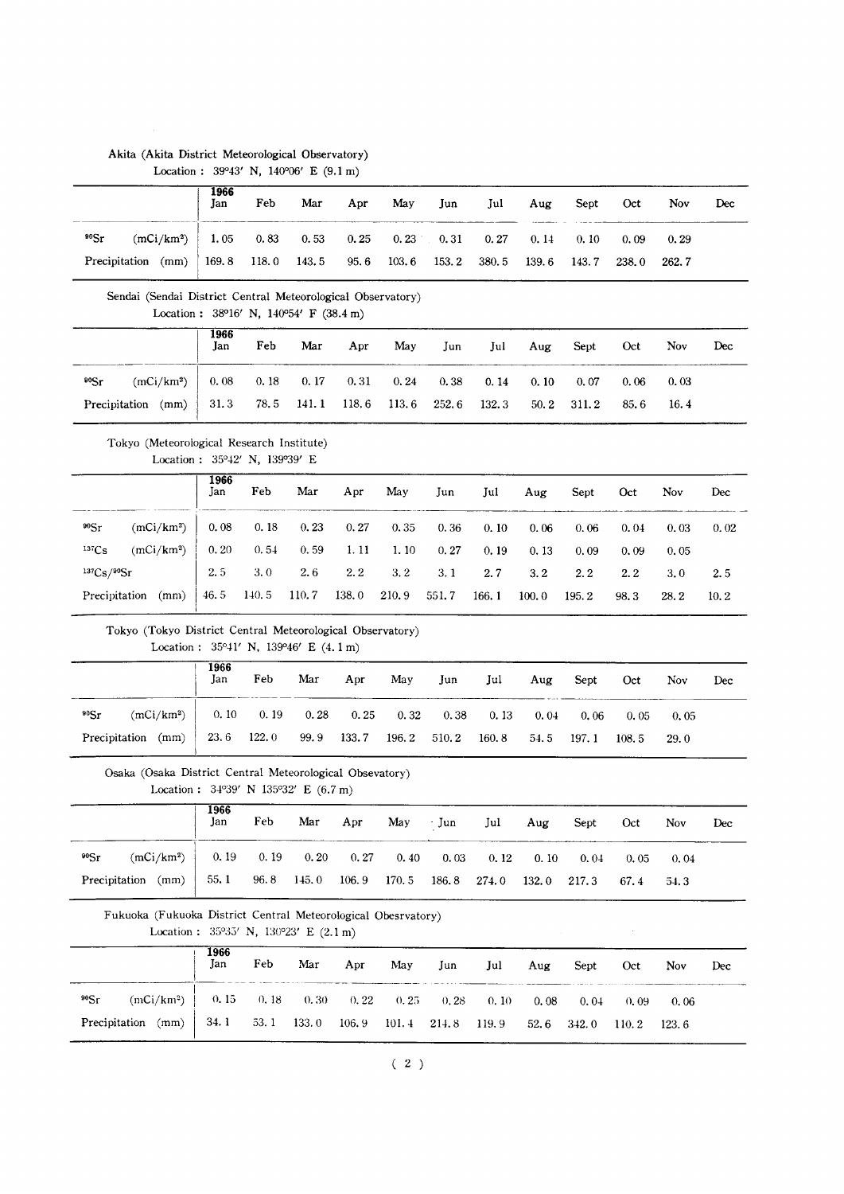Akita (Akita District Meteorological Observatory)

Location : 39°43′ N, 140°06′ E (9.1 m)

| | 1966 Jan | Feb | Mar | Apr | May | Jun | Jul | Aug | Sept | Oct | Nov | Dec |
|---|---|---|---|---|---|---|---|---|---|---|---|---|
| $^{90}Sr$ (mCi/km$^2$) | 1.05 | 0.83 | 0.53 | 0.25 | 0.23 | 0.31 | 0.27 | 0.14 | 0.10 | 0.09 | 0.29 | |
| Precipitation (mm) | 169.8 | 118.0 | 143.5 | 95.6 | 103.6 | 153.2 | 380.5 | 139.6 | 143.7 | 238.0 | 262.7 | |

Sendai (Sendai District Central Meteorological Observatory)

Location : 38°16′ N, 140°54′ F (38.4 m)

| | 1966 Jan | Feb | Mar | Apr | May | Jun | Jul | Aug | Sept | Oct | Nov | Dec |
|---|---|---|---|---|---|---|---|---|---|---|---|---|
| $^{90}Sr$ (mCi/km$^2$) | 0.08 | 0.18 | 0.17 | 0.31 | 0.24 | 0.38 | 0.14 | 0.10 | 0.07 | 0.06 | 0.03 | |
| Precipitation (mm) | 31.3 | 78.5 | 141.1 | 118.6 | 113.6 | 252.6 | 132.3 | 50.2 | 311.2 | 85.6 | 16.4 | |

Tokyo (Meteorological Research Institute)

Location : 35°42′ N, 139°39′ E

| | 1966 Jan | Feb | Mar | Apr | May | Jun | Jul | Aug | Sept | Oct | Nov | Dec |
|---|---|---|---|---|---|---|---|---|---|---|---|---|
| $^{90}Sr$ (mCi/km$^2$) | 0.08 | 0.18 | 0.23 | 0.27 | 0.35 | 0.36 | 0.10 | 0.06 | 0.06 | 0.04 | 0.03 | 0.02 |
| $^{137}Cs$ (mCi/km$^2$) | 0.20 | 0.54 | 0.59 | 1.11 | 1.10 | 0.27 | 0.19 | 0.13 | 0.09 | 0.09 | 0.05 | |
| $^{137}Cs/^{90}Sr$ | 2.5 | 3.0 | 2.6 | 2.2 | 3.2 | 3.1 | 2.7 | 3.2 | 2.2 | 2.2 | 3.0 | 2.5 |
| Precipitation (mm) | 46.5 | 140.5 | 110.7 | 138.0 | 210.9 | 551.7 | 166.1 | 100.0 | 195.2 | 98.3 | 28.2 | 10.2 |

Tokyo (Tokyo District Central Meteorological Observatory)

Location : 35°41′ N, 139°46′ E (4.1 m)

| | 1966 Jan | Feb | Mar | Apr | May | Jun | Jul | Aug | Sept | Oct | Nov | Dec |
|---|---|---|---|---|---|---|---|---|---|---|---|---|
| $^{90}Sr$ (mCi/km$^2$) | 0.10 | 0.19 | 0.28 | 0.25 | 0.32 | 0.38 | 0.13 | 0.04 | 0.06 | 0.05 | 0.05 | |
| Precipitation (mm) | 23.6 | 122.0 | 99.9 | 133.7 | 196.2 | 510.2 | 160.8 | 54.5 | 197.1 | 108.5 | 29.0 | |

Osaka (Osaka District Central Meteorological Obsevatory)

Location : 34°39′ N 135°32′ E (6.7 m)

| | 1966 Jan | Feb | Mar | Apr | May | Jun | Jul | Aug | Sept | Oct | Nov | Dec |
|---|---|---|---|---|---|---|---|---|---|---|---|---|
| $^{90}Sr$ (mCi/km$^2$) | 0.19 | 0.19 | 0.20 | 0.27 | 0.40 | 0.03 | 0.12 | 0.10 | 0.04 | 0.05 | 0.04 | |
| Precipitation (mm) | 55.1 | 96.8 | 145.0 | 106.9 | 170.5 | 186.8 | 274.0 | 132.0 | 217.3 | 67.4 | 54.3 | |

Fukuoka (Fukuoka District Central Meteorological Obesrvatory)

Location : 35°35′ N, 130°23′ E (2.1 m)

| | 1966 Jan | Feb | Mar | Apr | May | Jun | Jul | Aug | Sept | Oct | Nov | Dec |
|---|---|---|---|---|---|---|---|---|---|---|---|---|
| $^{90}Sr$ (mCi/km$^2$) | 0.15 | 0.18 | 0.30 | 0.22 | 0.25 | 0.28 | 0.10 | 0.08 | 0.04 | 0.09 | 0.06 | |
| Precipitation (mm) | 34.1 | 53.1 | 133.0 | 106.9 | 101.4 | 214.8 | 119.9 | 52.6 | 342.0 | 110.2 | 123.6 | |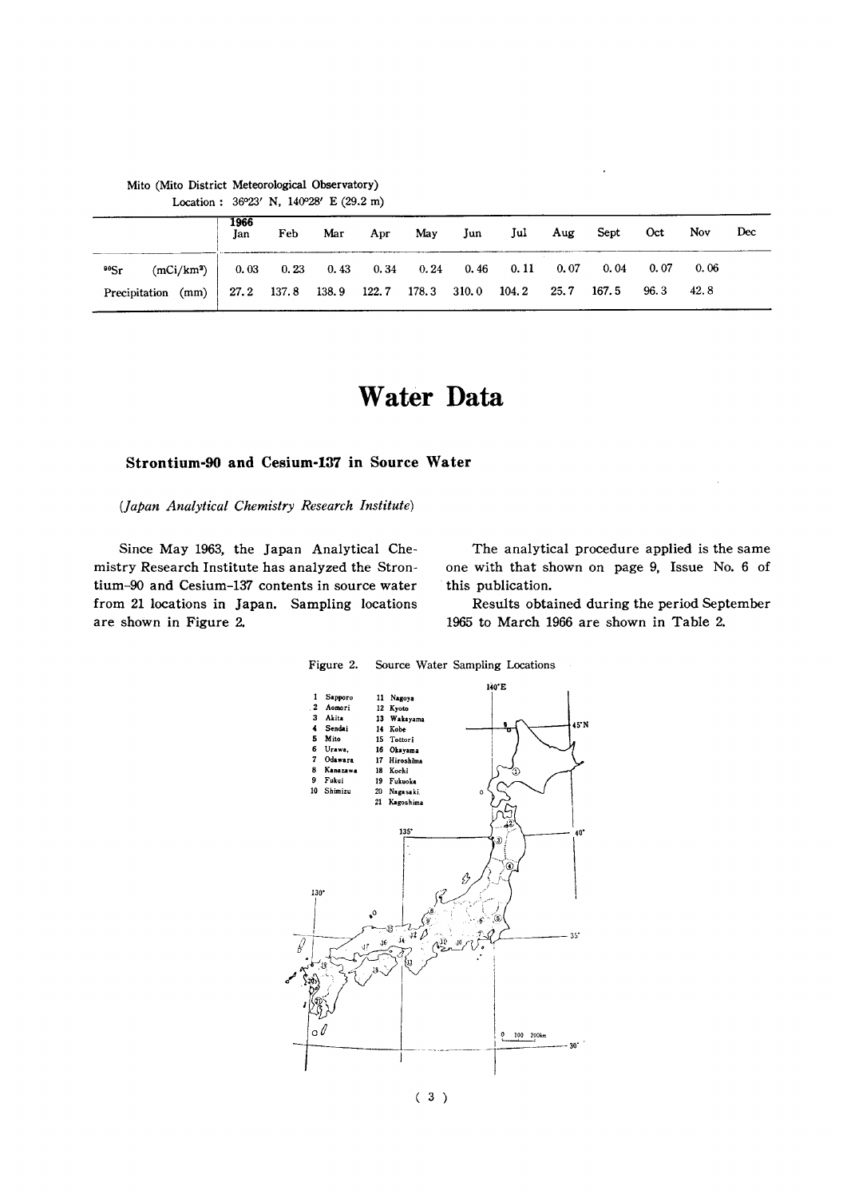Mito (Mito District Meteorological Observatory)
Location : 36°23′ N, 140°28′ E (29.2 m)

| | 1966 Jan | Feb | Mar | Apr | May | Jun | Jul | Aug | Sept | Oct | Nov | Dec |
|---|---|---|---|---|---|---|---|---|---|---|---|---|
| $^{90}Sr$ (mCi/km²) | 0.03 | 0.23 | 0.43 | 0.34 | 0.24 | 0.46 | 0.11 | 0.07 | 0.04 | 0.07 | 0.06 | |
| Precipitation (mm) | 27.2 | 137.8 | 138.9 | 122.7 | 178.3 | 310.0 | 104.2 | 25.7 | 167.5 | 96.3 | 42.8 | |

# Water Data

### Strontium-90 and Cesium-137 in Source Water

*(Japan Analytical Chemistry Research Institute)*

Since May 1963, the Japan Analytical Chemistry Research Institute has analyzed the Strontium-90 and Cesium-137 contents in source water from 21 locations in Japan. Sampling locations are shown in Figure 2.

The analytical procedure applied is the same one with that shown on page 9, Issue No. 6 of this publication.

Results obtained during the period September 1965 to March 1966 are shown in Table 2.

Figure 2. Source Water Sampling Locations

1 Sapporo, 2 Aomori, 3 Akita, 4 Sendai, 5 Mito, 6 Urawa, 7 Odawara, 8 Kanazawa, 9 Fukui, 10 Shimizu, 11 Nagoya, 12 Kyoto, 13 Wakayama, 14 Kobe, 15 Tottori, 16 Okayama, 17 Hiroshima, 18 Kochi, 19 Fukuoka, 20 Nagasaki, 21 Kagoshima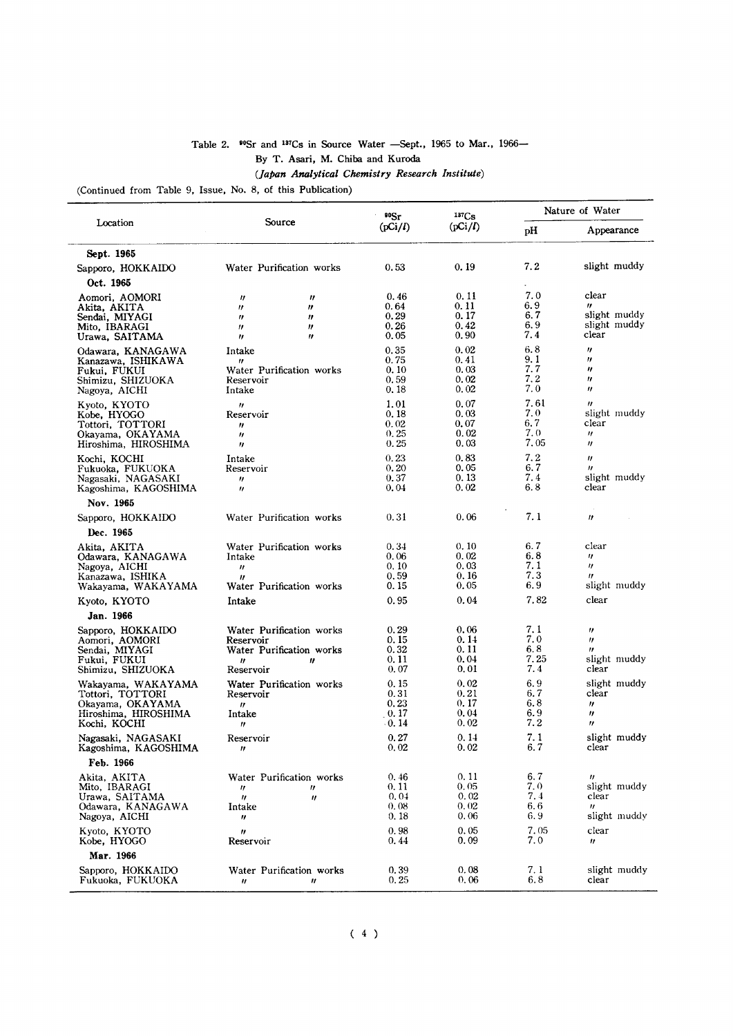Table 2. $^{90}Sr$ and $^{137}Cs$ in Source Water —Sept., 1965 to Mar., 1966—

By T. Asari, M. Chiba and Kuroda

*(Japan Analytical Chemistry Research Institute)*

(Continued from Table 9, Issue, No. 8, of this Publication)

| Location | Source | $^{90}Sr$ (pCi/l) | $^{137}Cs$ (pCi/l) | Nature of Water | |
|---|---|---|---|---|---|
| | | | | pH | Appearance |
| **Sept. 1965** | | | | | |
| Sapporo, HOKKAIDO | Water Purification works | 0.53 | 0.19 | 7.2 | slight muddy |
| **Oct. 1965** | | | | | |
| Aomori, AOMORI | 〃 〃 | 0.46 | 0.11 | 7.0 | clear |
| Akita, AKITA | 〃 〃 | 0.64 | 0.11 | 6.9 | 〃 |
| Sendai, MIYAGI | 〃 〃 | 0.29 | 0.17 | 6.7 | slight muddy |
| Mito, IBARAGI | 〃 〃 | 0.26 | 0.42 | 6.9 | slight muddy |
| Urawa, SAITAMA | 〃 〃 | 0.05 | 0.90 | 7.4 | clear |
| Odawara, KANAGAWA | Intake | 0.35 | 0.02 | 6.8 | 〃 |
| Kanazawa, ISHIKAWA | 〃 | 0.75 | 0.41 | 9.1 | 〃 |
| Fukui, FUKUI | Water Purification works | 0.10 | 0.03 | 7.7 | 〃 |
| Shimizu, SHIZUOKA | Reservoir | 0.59 | 0.02 | 7.2 | 〃 |
| Nagoya, AICHI | Intake | 0.18 | 0.02 | 7.0 | 〃 |
| Kyoto, KYOTO | 〃 | 1.01 | 0.07 | 7.61 | 〃 |
| Kobe, HYOGO | Reservoir | 0.18 | 0.03 | 7.0 | slight muddy |
| Tottori, TOTTORI | 〃 | 0.02 | 0.07 | 6.7 | clear |
| Okayama, OKAYAMA | 〃 | 0.25 | 0.02 | 7.0 | 〃 |
| Hiroshima, HIROSHIMA | 〃 | 0.25 | 0.03 | 7.05 | 〃 |
| Kochi, KOCHI | Intake | 0.23 | 0.83 | 7.2 | 〃 |
| Fukuoka, FUKUOKA | Reservoir | 0.20 | 0.05 | 6.7 | 〃 |
| Nagasaki, NAGASAKI | 〃 | 0.37 | 0.13 | 7.4 | slight muddy |
| Kagoshima, KAGOSHIMA | 〃 | 0.04 | 0.02 | 6.8 | clear |
| **Nov. 1965** | | | | | |
| Sapporo, HOKKAIDO | Water Purification works | 0.31 | 0.06 | 7.1 | 〃 |
| **Dec. 1965** | | | | | |
| Akita, AKITA | Water Purification works | 0.34 | 0.10 | 6.7 | clear |
| Odawara, KANAGAWA | Intake | 0.06 | 0.02 | 6.8 | 〃 |
| Nagoya, AICHI | 〃 | 0.10 | 0.03 | 7.1 | 〃 |
| Kanazawa, ISHIKA | 〃 | 0.59 | 0.16 | 7.3 | 〃 |
| Wakayama, WAKAYAMA | Water Purification works | 0.15 | 0.05 | 6.9 | slight muddy |
| Kyoto, KYOTO | Intake | 0.95 | 0.04 | 7.82 | clear |
| **Jan. 1966** | | | | | |
| Sapporo, HOKKAIDO | Water Purification works | 0.29 | 0.06 | 7.1 | 〃 |
| Aomori, AOMORI | Reservoir | 0.15 | 0.14 | 7.0 | 〃 |
| Sendai, MIYAGI | Water Purification works | 0.32 | 0.11 | 6.8 | 〃 |
| Fukui, FUKUI | 〃 〃 | 0.11 | 0.04 | 7.25 | slight muddy |
| Shimizu, SHIZUOKA | Reservoir | 0.07 | 0.01 | 7.4 | clear |
| Wakayama, WAKAYAMA | Water Purification works | 0.15 | 0.02 | 6.9 | slight muddy |
| Tottori, TOTTORI | Reservoir | 0.31 | 0.21 | 6.7 | clear |
| Okayama, OKAYAMA | 〃 | 0.23 | 0.17 | 6.8 | 〃 |
| Hiroshima, HIROSHIMA | Intake | 0.17 | 0.04 | 6.9 | 〃 |
| Kochi, KOCHI | 〃 | 0.14 | 0.02 | 7.2 | 〃 |
| Nagasaki, NAGASAKI | Reservoir | 0.27 | 0.14 | 7.1 | slight muddy |
| Kagoshima, KAGOSHIMA | 〃 | 0.02 | 0.02 | 6.7 | clear |
| **Feb. 1966** | | | | | |
| Akita, AKITA | Water Purification works | 0.46 | 0.11 | 6.7 | 〃 |
| Mito, IBARAGI | 〃 〃 | 0.11 | 0.05 | 7.0 | slight muddy |
| Urawa, SAITAMA | 〃 〃 | 0.04 | 0.02 | 7.4 | clear |
| Odawara, KANAGAWA | Intake | 0.08 | 0.02 | 6.6 | 〃 |
| Nagoya, AICHI | 〃 | 0.18 | 0.06 | 6.9 | slight muddy |
| Kyoto, KYOTO | 〃 | 0.98 | 0.05 | 7.05 | clear |
| Kobe, HYOGO | Reservoir | 0.44 | 0.09 | 7.0 | 〃 |
| **Mar. 1966** | | | | | |
| Sapporo, HOKKAIDO | Water Purification works | 0.39 | 0.08 | 7.1 | slight muddy |
| Fukuoka, FUKUOKA | 〃 〃 | 0.25 | 0.06 | 6.8 | clear |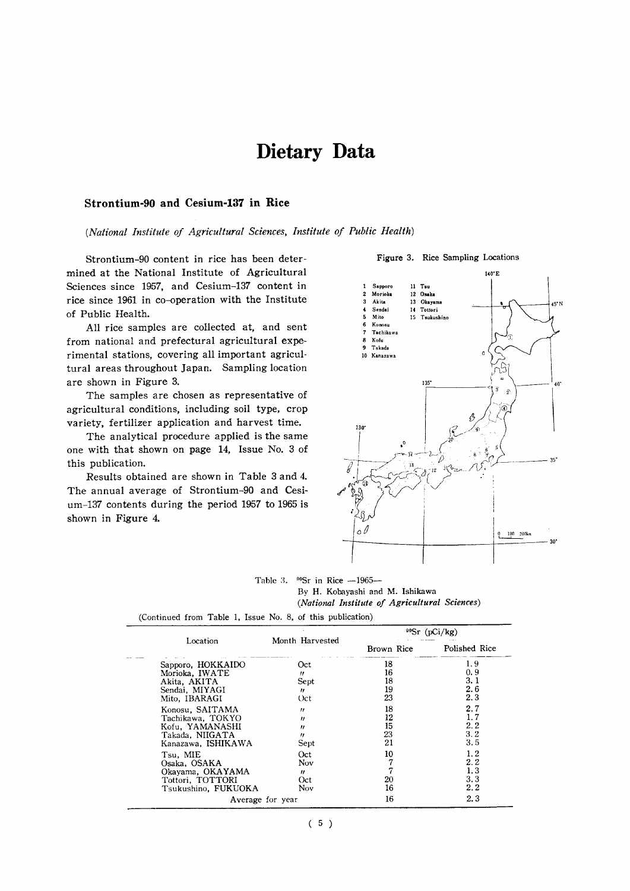# Dietary Data

## Strontium-90 and Cesium-137 in Rice

*(National Institute of Agricultural Sciences, Institute of Public Health)*

Strontium-90 content in rice has been determined at the National Institute of Agricultural Sciences since 1957, and Cesium-137 content in rice since 1961 in co-operation with the Institute of Public Health.

All rice samples are collected at, and sent from national and prefectural agricultural experimental stations, covering all important agricultural areas throughout Japan. Sampling location are shown in Figure 3.

The samples are chosen as representative of agricultural conditions, including soil type, crop variety, fertilizer application and harvest time.

The analytical procedure applied is the same one with that shown on page 14, Issue No. 3 of this publication.

Results obtained are shown in Table 3 and 4. The annual average of Strontium-90 and Cesium-137 contents during the period 1957 to 1965 is shown in Figure 4.

Figure 3. Rice Sampling Locations

1 Sapporo, 2 Morioka, 3 Akita, 4 Sendai, 5 Mito, 6 Konosu, 7 Tachikawa, 8 Kofu, 9 Takada, 10 Kanazawa, 11 Tsu, 12 Osaka, 13 Okayama, 14 Tottori, 15 Tsukushino

Table 3. $^{90}$Sr in Rice —1965—
By H. Kobayashi and M. Ishikawa
*(National Institute of Agricultural Sciences)*

(Continued from Table 1, Issue No. 8, of this publication)

| Location | Month Harvested | $^{90}$Sr (pCi/kg) Brown Rice | $^{90}$Sr (pCi/kg) Polished Rice |
|---|---|---|---|
| Sapporo, HOKKAIDO | Oct | 18 | 1.9 |
| Morioka, IWATE | 〃 | 16 | 0.9 |
| Akita, AKITA | Sept | 18 | 3.1 |
| Sendai, MIYAGI | 〃 | 19 | 2.6 |
| Mito, IBARAGI | Oct | 23 | 2.3 |
| Konosu, SAITAMA | 〃 | 18 | 2.7 |
| Tachikawa, TOKYO | 〃 | 12 | 1.7 |
| Kofu, YAMANASHI | 〃 | 15 | 2.2 |
| Takada, NIIGATA | 〃 | 23 | 3.2 |
| Kanazawa, ISHIKAWA | Sept | 21 | 3.5 |
| Tsu, MIE | Oct | 10 | 1.2 |
| Osaka, OSAKA | Nov | 7 | 2.2 |
| Okayama, OKAYAMA | 〃 | 7 | 1.3 |
| Tottori, TOTTORI | Oct | 20 | 3.3 |
| Tsukushino, FUKUOKA | Nov | 16 | 2.2 |
| Average for year | | 16 | 2.3 |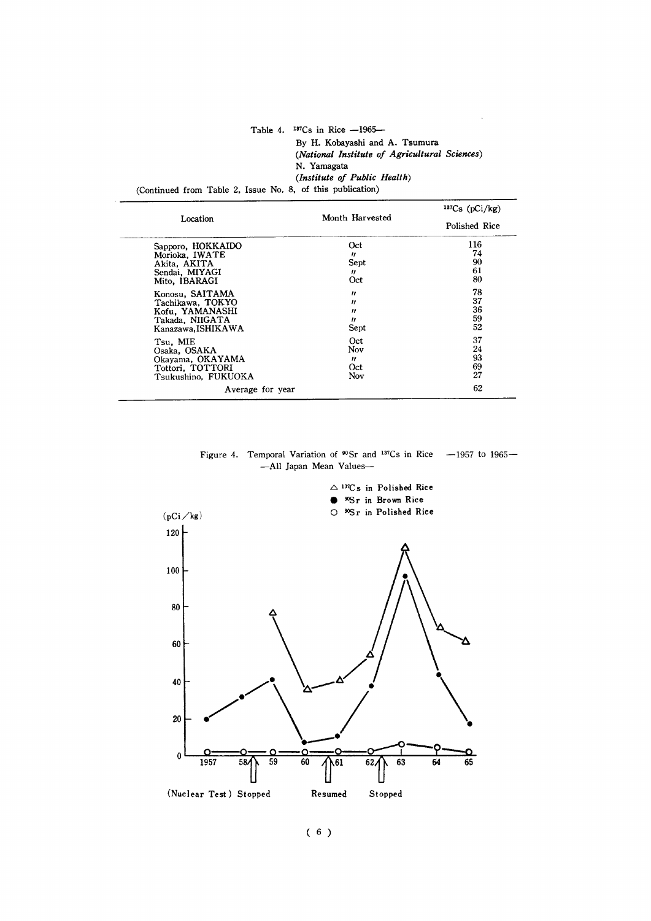Table 4. $^{137}Cs$ in Rice —1965—

By H. Kobayashi and A. Tsumura
*(National Institute of Agricultural Sciences)*
N. Yamagata
*(Institute of Public Health)*

(Continued from Table 2, Issue No. 8, of this publication)

| Location | Month Harvested | $^{137}Cs$ (pCi/kg) Polished Rice |
|---|---|---|
| Sapporo, HOKKAIDO | Oct | 116 |
| Morioka, IWATE | 〃 | 74 |
| Akita, AKITA | Sept | 90 |
| Sendai, MIYAGI | 〃 | 61 |
| Mito, IBARAGI | Oct | 80 |
| Konosu, SAITAMA | 〃 | 78 |
| Tachikawa, TOKYO | 〃 | 37 |
| Kofu, YAMANASHI | 〃 | 36 |
| Takada, NIIGATA | 〃 | 59 |
| Kanazawa, ISHIKAWA | Sept | 52 |
| Tsu, MIE | Oct | 37 |
| Osaka, OSAKA | Nov | 24 |
| Okayama, OKAYAMA | 〃 | 93 |
| Tottori, TOTTORI | Oct | 69 |
| Tsukushino, FUKUOKA | Nov | 27 |
| Average for year | | 62 |

Figure 4. Temporal Variation of $^{90}Sr$ and $^{137}Cs$ in Rice —1957 to 1965— —All Japan Mean Values—

△ $^{137}Cs$ in Polished Rice
● $^{90}Sr$ in Brown Rice
○ $^{90}Sr$ in Polished Rice

(pCi/kg)

(Nuclear Test) Stopped — Resumed — Stopped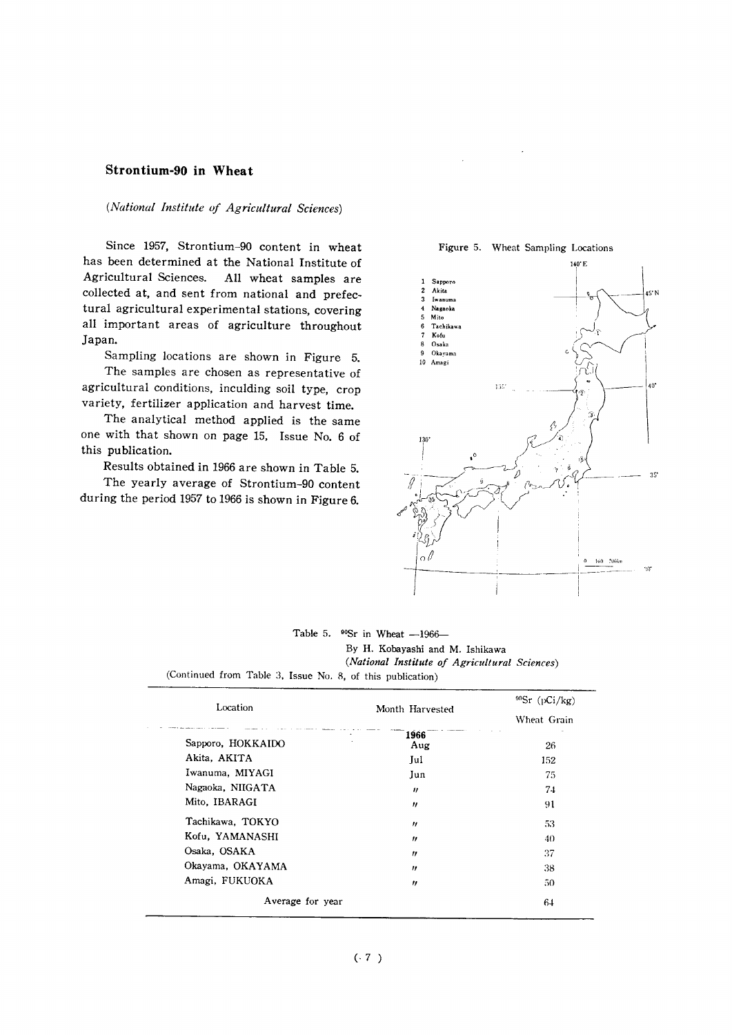## Strontium-90 in Wheat

*(National Institute of Agricultural Sciences)*

Since 1957, Strontium-90 content in wheat has been determined at the National Institute of Agricultural Sciences. All wheat samples are collected at, and sent from national and prefectural agricultural experimental stations, covering all important areas of agriculture throughout Japan.

Sampling locations are shown in Figure 5.

The samples are chosen as representative of agricultural conditions, inculding soil type, crop variety, fertilizer application and harvest time.

The analytical method applied is the same one with that shown on page 15, Issue No. 6 of this publication.

Results obtained in 1966 are shown in Table 5.

The yearly average of Strontium-90 content during the period 1957 to 1966 is shown in Figure 6.

Figure 5. Wheat Sampling Locations

1 Sapporo
2 Akita
3 Iwanuma
4 Nagaoka
5 Mito
6 Tachikawa
7 Kofu
8 Osaka
9 Okayama
10 Amagi

Table 5. $^{90}Sr$ in Wheat —1966—

By H. Kobayashi and M. Ishikawa

*(National Institute of Agricultural Sciences)*

(Continued from Table 3, Issue No. 8, of this publication)

| Location | Month Harvested | $^{90}Sr$ (pCi/kg) Wheat Grain |
|---|---|---|
| | **1966** | |
| Sapporo, HOKKAIDO | Aug | 26 |
| Akita, AKITA | Jul | 152 |
| Iwanuma, MIYAGI | Jun | 75 |
| Nagaoka, NIIGATA | 〃 | 74 |
| Mito, IBARAGI | 〃 | 91 |
| Tachikawa, TOKYO | 〃 | 53 |
| Kofu, YAMANASHI | 〃 | 40 |
| Osaka, OSAKA | 〃 | 37 |
| Okayama, OKAYAMA | 〃 | 38 |
| Amagi, FUKUOKA | 〃 | 50 |
| Average for year | | 64 |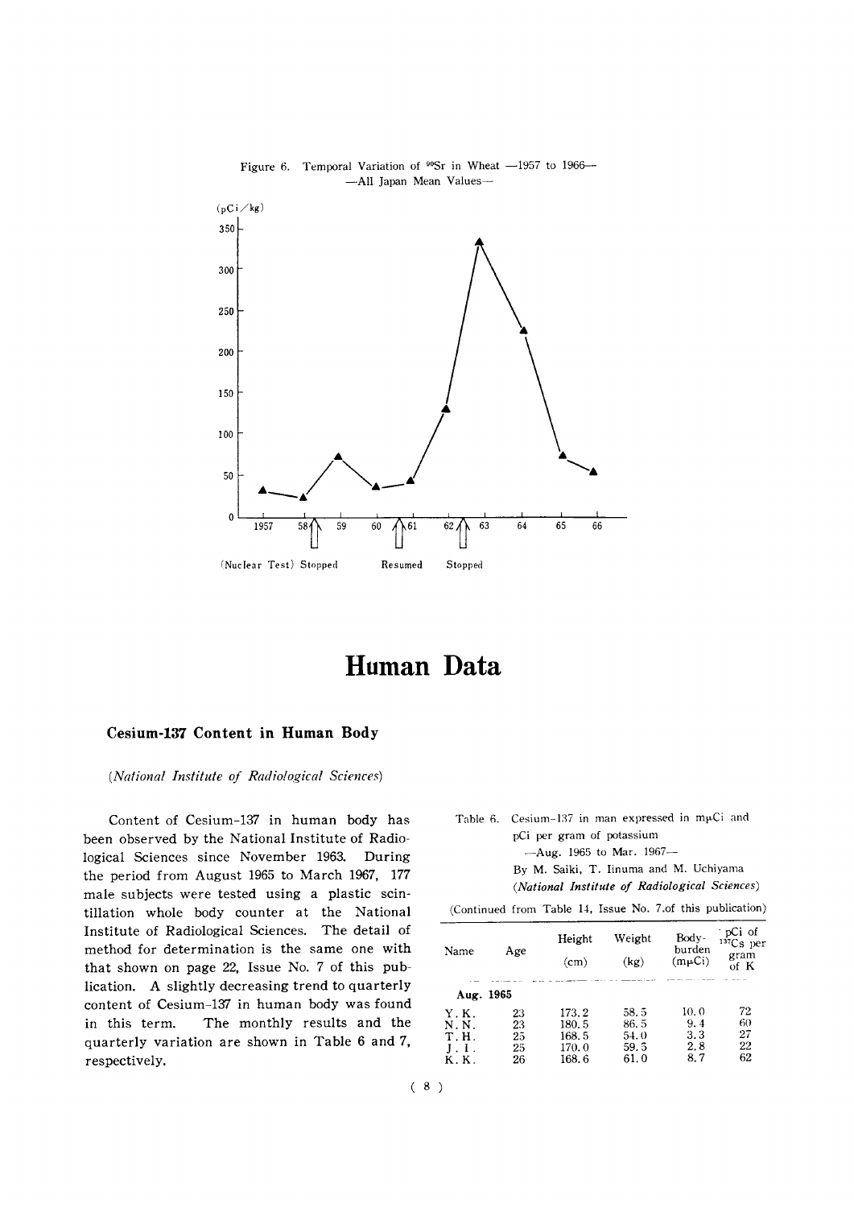Figure 6. Temporal Variation of $^{90}Sr$ in Wheat —1957 to 1966— —All Japan Mean Values—

(pCi/kg)

(Nuclear Test) Stopped Resumed Stopped

# Human Data

## Cesium-137 Content in Human Body

*(National Institute of Radiological Sciences)*

Content of Cesium-137 in human body has been observed by the National Institute of Radiological Sciences since November 1963. During the period from August 1965 to March 1967, 177 male subjects were tested using a plastic scintillation whole body counter at the National Institute of Radiological Sciences. The detail of method for determination is the same one with that shown on page 22, Issue No. 7 of this publication. A slightly decreasing trend to quarterly content of Cesium-137 in human body was found in this term. The monthly results and the quarterly variation are shown in Table 6 and 7, respectively.

Table 6. Cesium-137 in man expressed in mμCi and pCi per gram of potassium —Aug. 1965 to Mar. 1967—

By M. Saiki, T. Iinuma and M. Uchiyama

*(National Institute of Radiological Sciences)*

(Continued from Table 14, Issue No. 7.of this publication)

| Name | Age | Height (cm) | Weight (kg) | Body-burden (mμCi) | pCi of $^{137}Cs$ per gram of K |
|---|---|---|---|---|---|
| **Aug. 1965** | | | | | |
| Y. K. | 23 | 173.2 | 58.5 | 10.0 | 72 |
| N. N. | 23 | 180.5 | 86.5 | 9.4 | 60 |
| T. H. | 25 | 168.5 | 54.0 | 3.3 | 27 |
| J. I. | 25 | 170.0 | 59.5 | 2.8 | 22 |
| K. K. | 26 | 168.6 | 61.0 | 8.7 | 62 |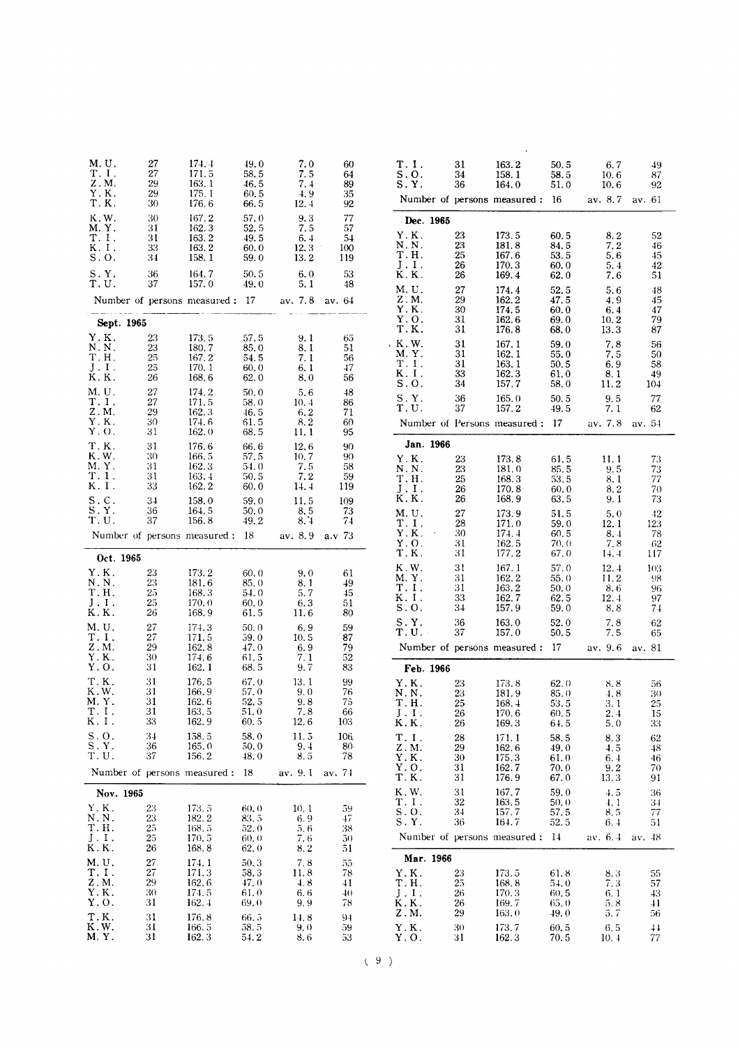| | | | | | |
|---|---|---|---|---|---|
| M. U. | 27 | 174.4 | 49.0 | 7.0 | 60 |
| T. I. | 27 | 171.5 | 58.5 | 7.5 | 64 |
| Z. M. | 29 | 163.1 | 46.5 | 7.4 | 89 |
| Y. K. | 29 | 175.1 | 60.5 | 4.9 | 35 |
| T. K. | 30 | 176.6 | 66.5 | 12.4 | 92 |
| K. W. | 30 | 167.2 | 57.0 | 9.3 | 77 |
| M. Y. | 31 | 162.3 | 52.5 | 7.5 | 57 |
| T. I. | 31 | 163.2 | 49.5 | 6.4 | 54 |
| K. I. | 33 | 163.2 | 60.0 | 12.3 | 100 |
| S. O. | 34 | 158.1 | 59.0 | 13.2 | 119 |
| S. Y. | 36 | 164.7 | 50.5 | 6.0 | 53 |
| T. U. | 37 | 157.0 | 49.0 | 5.1 | 48 |
| Number of persons measured : | | 17 | | av. 7.8 | av. 64 |

**Sept. 1965**

| | | | | | |
|---|---|---|---|---|---|
| Y. K. | 23 | 173.5 | 57.5 | 9.1 | 65 |
| N. N. | 23 | 180.7 | 85.0 | 8.1 | 51 |
| T. H. | 25 | 167.2 | 54.5 | 7.1 | 56 |
| J. I. | 25 | 170.1 | 60.0 | 6.1 | 47 |
| K. K. | 26 | 168.6 | 62.0 | 8.0 | 56 |
| M. U. | 27 | 174.2 | 50.0 | 5.6 | 48 |
| T. I. | 27 | 171.5 | 58.0 | 10.4 | 86 |
| Z. M. | 29 | 162.3 | 46.5 | 6.2 | 71 |
| Y. K. | 30 | 174.6 | 61.5 | 8.2 | 60 |
| Y. O. | 31 | 162.0 | 68.5 | 11.1 | 95 |
| T. K. | 31 | 176.6 | 66.6 | 12.6 | 90 |
| K. W. | 30 | 166.5 | 57.5 | 10.7 | 90 |
| M. Y. | 31 | 162.3 | 54.0 | 7.5 | 58 |
| T. I. | 31 | 163.4 | 50.5 | 7.2 | 59 |
| K. I. | 33 | 162.2 | 60.0 | 14.4 | 119 |
| S. C. | 34 | 158.0 | 59.0 | 11.5 | 109 |
| S. Y. | 36 | 164.5 | 50.0 | 8.5 | 73 |
| T. U. | 37 | 156.8 | 49.2 | 8.4 | 74 |
| Number of persons measured : | | 18 | | av. 8.9 | a.v 73 |

**Oct. 1965**

| | | | | | |
|---|---|---|---|---|---|
| Y. K. | 23 | 173.2 | 60.0 | 9.0 | 61 |
| N. N. | 23 | 181.6 | 85.0 | 8.1 | 49 |
| T. H. | 25 | 168.3 | 54.0 | 5.7 | 45 |
| J. I. | 25 | 170.0 | 60.0 | 6.3 | 51 |
| K. K. | 26 | 168.9 | 61.5 | 11.6 | 80 |
| M. U. | 27 | 174.3 | 50.0 | 6.9 | 59 |
| T. I. | 27 | 171.5 | 59.0 | 10.5 | 87 |
| Z. M. | 29 | 162.8 | 47.0 | 6.9 | 79 |
| Y. K. | 30 | 174.6 | 61.5 | 7.1 | 52 |
| Y. O. | 31 | 162.1 | 68.5 | 9.7 | 83 |
| T. K. | 31 | 176.5 | 67.0 | 13.1 | 99 |
| K. W. | 31 | 166.9 | 57.0 | 9.0 | 76 |
| M. Y. | 31 | 162.6 | 52.5 | 9.8 | 75 |
| T. I. | 31 | 163.5 | 51.0 | 7.8 | 66 |
| K. I. | 33 | 162.9 | 60.5 | 12.6 | 103 |
| S. O. | 34 | 158.5 | 58.0 | 11.5 | 106 |
| S. Y. | 36 | 165.0 | 50.0 | 9.4 | 80 |
| T. U. | 37 | 156.2 | 48.0 | 8.5 | 78 |
| Number of persons measured : | | 18 | | av. 9.1 | av. 74 |

**Nov. 1965**

| | | | | | |
|---|---|---|---|---|---|
| Y. K. | 23 | 173.5 | 60.0 | 10.1 | 59 |
| N. N. | 23 | 182.2 | 83.5 | 6.9 | 47 |
| T. H. | 25 | 168.5 | 52.0 | 5.6 | 38 |
| J. I. | 25 | 170.5 | 60.0 | 7.6 | 50 |
| K. K. | 26 | 168.8 | 62.0 | 8.2 | 51 |
| M. U. | 27 | 174.1 | 50.3 | 7.8 | 55 |
| T. I. | 27 | 171.3 | 58.3 | 11.8 | 78 |
| Z. M. | 29 | 162.6 | 47.0 | 4.8 | 41 |
| Y. K. | 30 | 174.5 | 61.0 | 6.6 | 40 |
| Y. O. | 31 | 162.4 | 69.0 | 9.9 | 78 |
| T. K. | 31 | 176.8 | 66.5 | 14.8 | 94 |
| K. W. | 31 | 166.5 | 58.5 | 9.0 | 59 |
| M. Y. | 31 | 162.3 | 54.2 | 8.6 | 53 |
| T. I. | 31 | 163.2 | 50.5 | 6.7 | 49 |
| S. O. | 34 | 158.1 | 58.5 | 10.6 | 87 |
| S. Y. | 36 | 164.0 | 51.0 | 10.6 | 92 |
| Number of persons measured : | | 16 | | av. 8.7 | av. 61 |

**Dec. 1965**

| | | | | | |
|---|---|---|---|---|---|
| Y. K. | 23 | 173.5 | 60.5 | 8.2 | 52 |
| N. N. | 23 | 181.8 | 84.5 | 7.2 | 46 |
| T. H. | 25 | 167.6 | 53.5 | 5.6 | 45 |
| J. I. | 26 | 170.3 | 60.0 | 5.4 | 42 |
| K. K. | 26 | 169.4 | 62.0 | 7.6 | 51 |
| M. U. | 27 | 174.4 | 52.5 | 5.6 | 48 |
| Z. M. | 29 | 162.2 | 47.5 | 4.9 | 45 |
| Y. K. | 30 | 174.5 | 60.0 | 6.4 | 47 |
| Y. O. | 31 | 162.6 | 69.0 | 10.2 | 79 |
| T. K. | 31 | 176.8 | 68.0 | 13.3 | 87 |
| K. W. | 31 | 167.1 | 59.0 | 7.8 | 56 |
| M. Y. | 31 | 162.1 | 55.0 | 7.5 | 50 |
| T. I. | 31 | 163.1 | 50.5 | 6.9 | 58 |
| K. I. | 33 | 162.3 | 61.0 | 8.1 | 49 |
| S. O. | 34 | 157.7 | 58.0 | 11.2 | 104 |
| S. Y. | 36 | 165.0 | 50.5 | 9.5 | 77 |
| T. U. | 37 | 157.2 | 49.5 | 7.1 | 62 |
| Number of Persons measured : | | 17 | | av. 7.8 | av. 54 |

**Jan. 1966**

| | | | | | |
|---|---|---|---|---|---|
| Y. K. | 23 | 173.8 | 61.5 | 11.1 | 73 |
| N. N. | 23 | 181.0 | 85.5 | 9.5 | 73 |
| T. H. | 25 | 168.3 | 53.5 | 8.1 | 77 |
| J. I. | 26 | 170.8 | 60.0 | 8.2 | 70 |
| K. K. | 26 | 168.9 | 63.5 | 9.1 | 73 |
| M. U. | 27 | 173.9 | 51.5 | 5.0 | 42 |
| T. I. | 28 | 171.0 | 59.0 | 12.1 | 123 |
| Y. K. | 30 | 174.4 | 60.5 | 8.4 | 78 |
| Y. O. | 31 | 162.5 | 70.0 | 7.8 | 62 |
| T. K. | 31 | 177.2 | 67.0 | 14.4 | 117 |
| K. W. | 31 | 167.1 | 57.0 | 12.4 | 103 |
| M. Y. | 31 | 162.2 | 55.0 | 11.2 | 98 |
| T. I. | 31 | 163.2 | 50.0 | 8.6 | 96 |
| K. I. | 33 | 162.7 | 62.5 | 12.4 | 97 |
| S. O. | 34 | 157.9 | 59.0 | 8.8 | 74 |
| S. Y. | 36 | 163.0 | 52.0 | 7.8 | 62 |
| T. U. | 37 | 157.0 | 50.5 | 7.5 | 65 |
| Number of persons measured : | | 17 | | av. 9.6 | av. 81 |

**Feb. 1966**

| | | | | | |
|---|---|---|---|---|---|
| Y. K. | 23 | 173.8 | 62.0 | 8.8 | 56 |
| N. N. | 23 | 181.9 | 85.0 | 4.8 | 30 |
| T. H. | 25 | 168.4 | 53.5 | 3.1 | 25 |
| J. I. | 26 | 170.6 | 60.5 | 2.4 | 15 |
| K. K. | 26 | 169.3 | 64.5 | 5.0 | 33 |
| T. I. | 28 | 171.1 | 58.5 | 8.3 | 62 |
| Z. M. | 29 | 162.6 | 49.0 | 4.5 | 48 |
| Y. K. | 30 | 175.3 | 61.0 | 6.4 | 46 |
| Y. O. | 31 | 162.7 | 70.0 | 9.2 | 70 |
| T. K. | 31 | 176.9 | 67.0 | 13.3 | 91 |
| K. W. | 31 | 167.7 | 59.0 | 4.5 | 36 |
| T. I. | 32 | 163.5 | 50.0 | 4.1 | 34 |
| S. O. | 34 | 157.7 | 57.5 | 8.5 | 77 |
| S. Y. | 36 | 164.7 | 52.5 | 6.4 | 51 |
| Number of persons measured : | | 14 | | av. 6.4 | av. 48 |

**Mar. 1966**

| | | | | | |
|---|---|---|---|---|---|
| Y. K. | 23 | 173.5 | 61.8 | 8.3 | 55 |
| T. H. | 25 | 168.8 | 54.0 | 7.3 | 57 |
| J. I. | 26 | 170.3 | 60.5 | 6.1 | 43 |
| K. K. | 26 | 169.7 | 65.0 | 5.8 | 41 |
| Z. M. | 29 | 163.0 | 49.0 | 5.7 | 56 |
| Y. K. | 30 | 173.7 | 60.5 | 6.5 | 44 |
| Y. O. | 31 | 162.3 | 70.5 | 10.4 | 77 |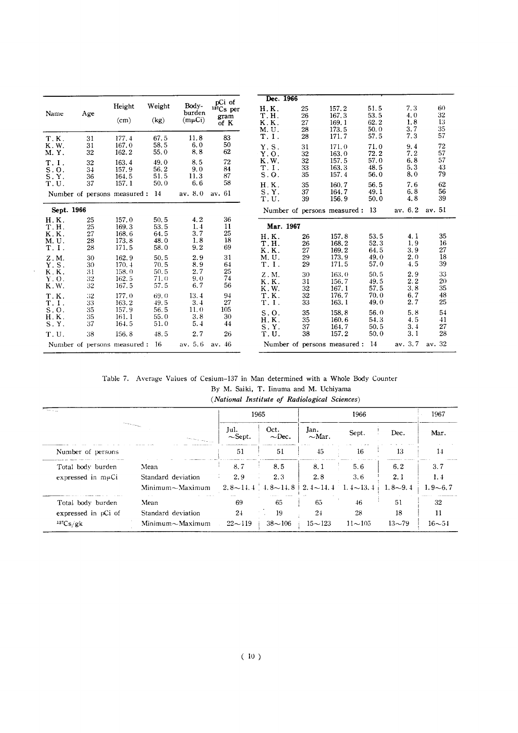| Name | Age | Height (cm) | Weight (kg) | Body-burden (mμCi) | pCi of $^{137}Cs$ per gram of K |
|---|---|---|---|---|---|
| T. K. | 31 | 177.4 | 67.5 | 11.8 | 83 |
| K. W. | 31 | 167.0 | 58.5 | 6.0 | 50 |
| M. Y. | 32 | 162.2 | 55.0 | 8.8 | 62 |
| T. I. | 32 | 163.4 | 49.0 | 8.5 | 72 |
| S. O. | 34 | 157.9 | 56.2 | 9.0 | 84 |
| S. Y. | 36 | 164.5 | 51.5 | 11.3 | 87 |
| T. U. | 37 | 157.1 | 50.0 | 6.6 | 58 |
| Number of persons measured : 14 | | | | av. 8.0 | av. 61 |
| **Sept. 1966** | | | | | |
| H. K. | 25 | 157.0 | 50.5 | 4.2 | 36 |
| T. H. | 25 | 169.3 | 53.5 | 1.4 | 11 |
| K. K. | 27 | 168.6 | 64.5 | 3.7 | 25 |
| M. U. | 28 | 173.8 | 48.0 | 1.8 | 18 |
| T. I. | 28 | 171.5 | 58.0 | 9.2 | 69 |
| Z. M. | 30 | 162.9 | 50.5 | 2.9 | 31 |
| Y. S. | 30 | 170.4 | 70.5 | 8.9 | 64 |
| K. K. | 31 | 158.0 | 50.5 | 2.7 | 25 |
| Y. O. | 32 | 162.5 | 71.0 | 9.0 | 74 |
| K. W. | 32 | 167.5 | 57.5 | 6.7 | 56 |
| T. K. | 32 | 177.0 | 69.0 | 13.4 | 94 |
| T. I. | 33 | 163.2 | 49.5 | 3.4 | 27 |
| S. O. | 35 | 157.9 | 56.5 | 11.0 | 105 |
| H. K. | 35 | 161.1 | 55.0 | 3.8 | 30 |
| S. Y. | 37 | 164.5 | 51.0 | 5.4 | 44 |
| T. U. | 38 | 156.8 | 48.5 | 2.7 | 26 |
| Number of persons measured : 16 | | | | av. 5.6 | av. 46 |
| **Dec. 1966** | | | | | |
| H. K. | 25 | 157.2 | 51.5 | 7.3 | 60 |
| T. H. | 26 | 167.3 | 53.5 | 4.0 | 32 |
| K. K. | 27 | 169.1 | 62.2 | 1.8 | 13 |
| M. U. | 28 | 173.5 | 50.0 | 3.7 | 35 |
| T. I. | 28 | 171.7 | 57.5 | 7.3 | 57 |
| Y. S. | 31 | 171.0 | 71.0 | 9.4 | 72 |
| Y. O. | 32 | 163.0 | 72.2 | 7.2 | 57 |
| K. W. | 32 | 157.5 | 57.0 | 6.8 | 57 |
| T. I. | 33 | 163.3 | 48.5 | 5.3 | 43 |
| S. O. | 35 | 157.4 | 56.0 | 8.0 | 79 |
| H. K. | 35 | 160.7 | 56.5 | 7.6 | 62 |
| S. Y. | 37 | 164.7 | 49.1 | 6.8 | 56 |
| T. U. | 39 | 156.9 | 50.0 | 4.8 | 39 |
| Number of persons measured : 13 | | | | av. 6.2 | av. 51 |
| **Mar. 1967** | | | | | |
| H. K. | 26 | 157.8 | 53.5 | 4.1 | 35 |
| T. H. | 26 | 168.2 | 52.3 | 1.9 | 16 |
| K. K. | 27 | 169.2 | 64.5 | 3.9 | 27 |
| M. U. | 29 | 173.9 | 49.0 | 2.0 | 18 |
| T. I. | 29 | 171.5 | 57.0 | 4.5 | 39 |
| Z. M. | 30 | 163.0 | 50.5 | 2.9 | 33 |
| K. K. | 31 | 156.7 | 49.5 | 2.2 | 20 |
| K. W. | 32 | 167.1 | 57.5 | 3.8 | 35 |
| T. K. | 32 | 176.7 | 70.0 | 6.7 | 48 |
| T. I. | 33 | 163.1 | 49.0 | 2.7 | 25 |
| S. O. | 35 | 158.8 | 56.0 | 5.8 | 54 |
| H. K. | 35 | 160.6 | 54.3 | 4.5 | 41 |
| S. Y. | 37 | 164.7 | 50.5 | 3.4 | 27 |
| T. U. | 38 | 157.2 | 50.0 | 3.1 | 28 |
| Number of persons measured : 14 | | | | av. 3.7 | av. 32 |

Table 7. Average Values of Cesium-137 in Man determined with a Whole Body Counter

By M. Saiki, T. Iinuma and M. Uchiyama

(*National Institute of Radiological Sciences*)

| | | 1965 | | 1966 | | | 1967 |
|---|---|---|---|---|---|---|---|
| | | Jul. ~Sept. | Oct. ~Dec. | Jan. ~Mar. | Sept. | Dec. | Mar. |
| Number of persons | | 51 | 51 | 45 | 16 | 13 | 14 |
| Total body burden | Mean | 8.7 | 8.5 | 8.1 | 5.6 | 6.2 | 3.7 |
| expressed in mμCi | Standard deviation | 2.9 | 2.3 | 2.8 | 3.6 | 2.1 | 1.4 |
| | Minimum~Maximum | 2.8~14.4 | 4.8~14.8 | 2.4~14.4 | 1.4~13.4 | 1.8~9.4 | 1.9~6.7 |
| Total body burden | Mean | 69 | 65 | 65 | 46 | 51 | 32 |
| expressed in pCi of | Standard deviation | 24 | 19 | 24 | 28 | 18 | 11 |
| $^{137}Cs$/gk | Minimum~Maximum | 22~119 | 38~106 | 15~123 | 11~105 | 13~79 | 16~54 |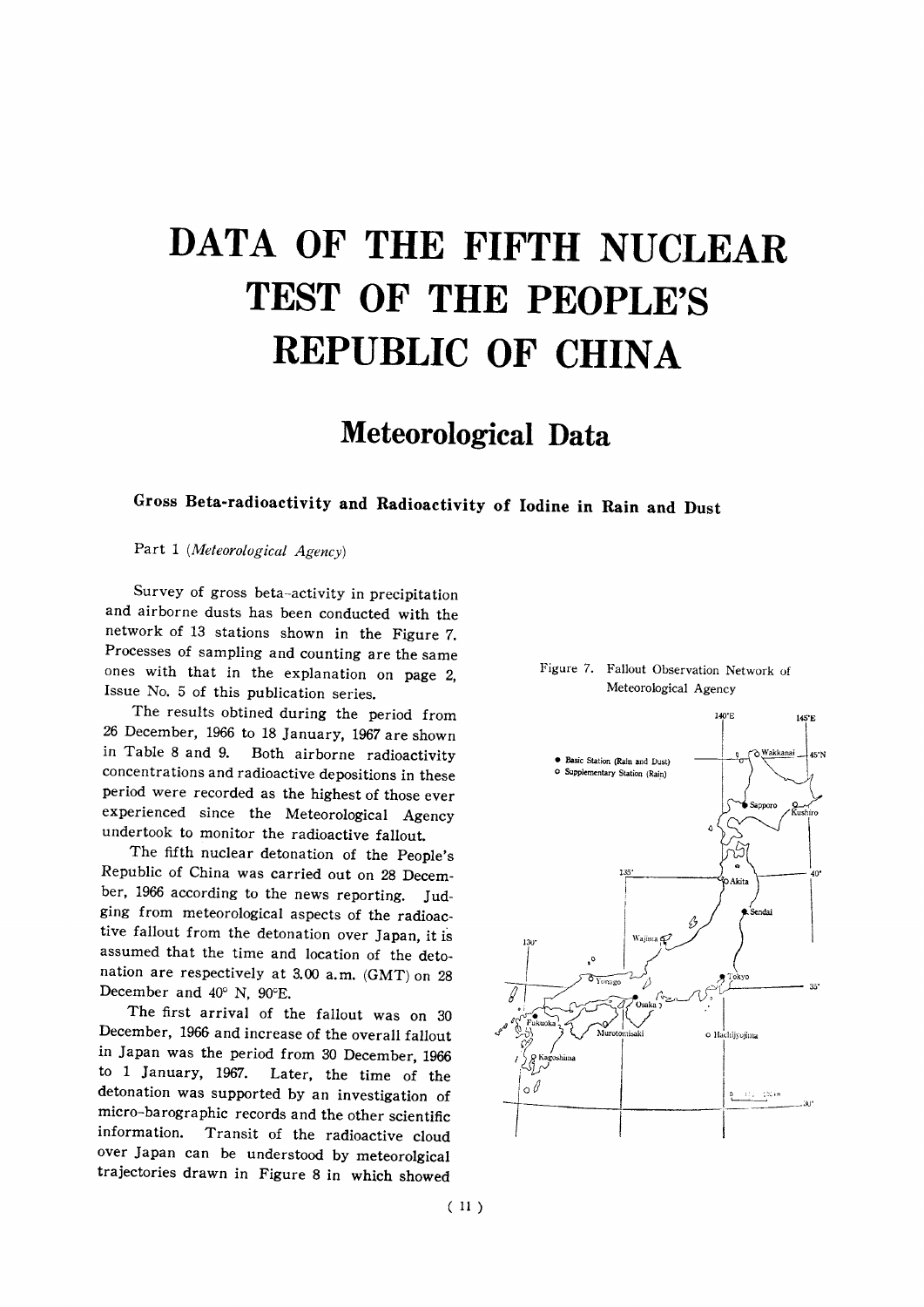# DATA OF THE FIFTH NUCLEAR TEST OF THE PEOPLE'S REPUBLIC OF CHINA

## Meteorological Data

### Gross Beta-radioactivity and Radioactivity of Iodine in Rain and Dust

Part 1 (*Meteorological Agency*)

Survey of gross beta-activity in precipitation and airborne dusts has been conducted with the network of 13 stations shown in the Figure 7. Processes of sampling and counting are the same ones with that in the explanation on page 2, Issue No. 5 of this publication series.

The results obtined during the period from 26 December, 1966 to 18 January, 1967 are shown in Table 8 and 9. Both airborne radioactivity concentrations and radioactive depositions in these period were recorded as the highest of those ever experienced since the Meteorological Agency undertook to monitor the radioactive fallout.

The fifth nuclear detonation of the People's Republic of China was carried out on 28 December, 1966 according to the news reporting. Judging from meteorological aspects of the radioactive fallout from the detonation over Japan, it is assumed that the time and location of the detonation are respectively at 3.00 a.m. (GMT) on 28 December and 40° N, 90°E.

The first arrival of the fallout was on 30 December, 1966 and increase of the overall fallout in Japan was the period from 30 December, 1966 to 1 January, 1967. Later, the time of the detonation was supported by an investigation of micro-barographic records and the other scientific information. Transit of the radioactive cloud over Japan can be understood by meteorolgical trajectories drawn in Figure 8 in which showed

Figure 7. Fallout Observation Network of Meteorological Agency

● Basic Station (Rain and Dust)
○ Supplementary Station (Rain)

Wakkanai, Sapporo, Kushiro, Akita, Sendai, Wajima, Tokyo, Yonago, Osaka, Fukuoka, Murotomisaki, Hachijyojima, Kagoshima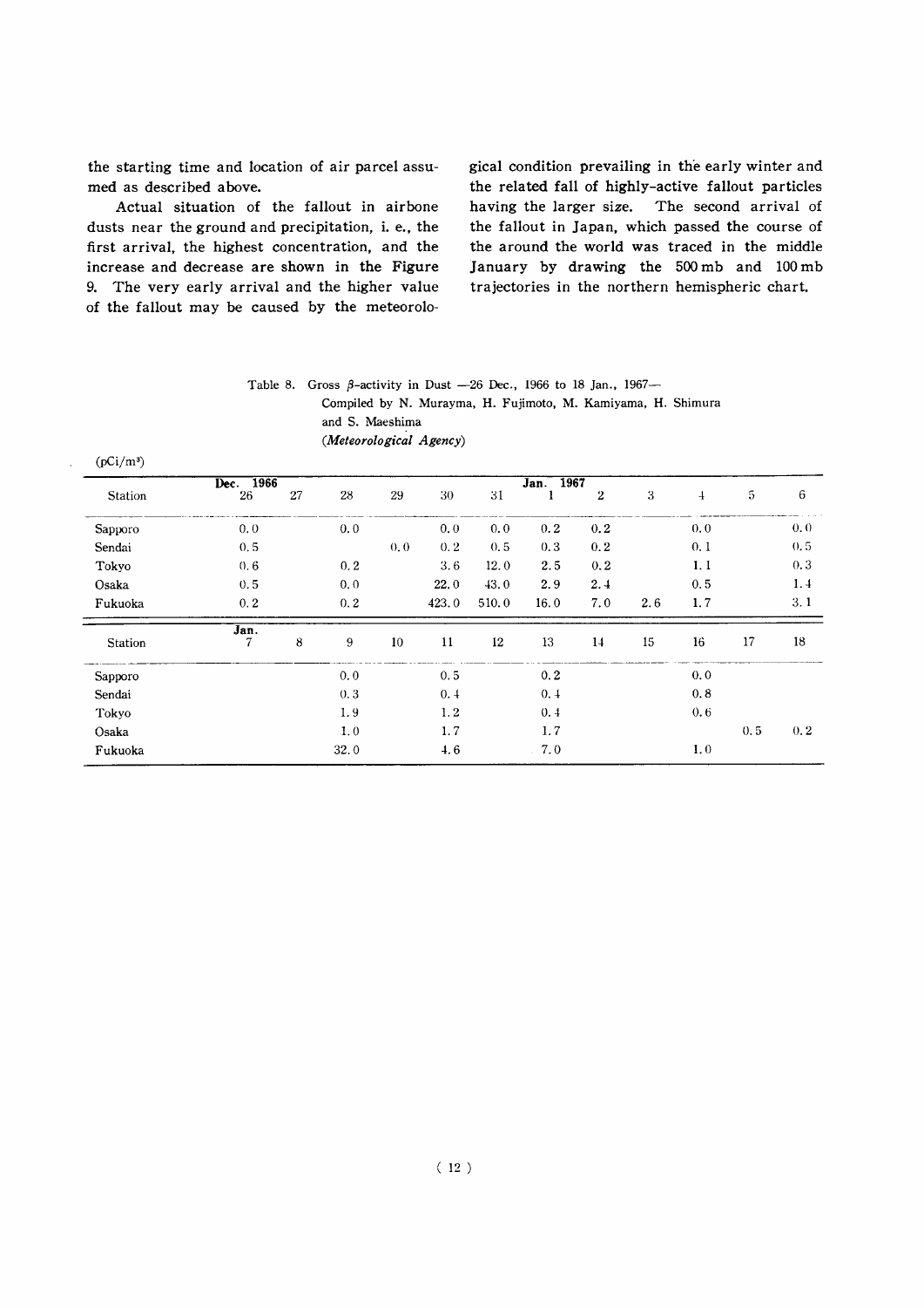the starting time and location of air parcel assumed as described above.

Actual situation of the fallout in airbone dusts near the ground and precipitation, i. e., the first arrival, the highest concentration, and the increase and decrease are shown in the Figure 9. The very early arrival and the higher value of the fallout may be caused by the meteorological condition prevailing in the early winter and the related fall of highly-active fallout particles having the larger size. The second arrival of the fallout in Japan, which passed the course of the around the world was traced in the middle January by drawing the 500 mb and 100 mb trajectories in the northern hemispheric chart.

Table 8. Gross $\beta$-activity in Dust —26 Dec., 1966 to 18 Jan., 1967—
Compiled by N. Murayma, H. Fujimoto, M. Kamiyama, H. Shimura and S. Maeshima
(*Meteorological Agency*)

(pCi/m³)

| Station | Dec. 1966 26 | 27 | 28 | 29 | 30 | 31 | Jan. 1967 1 | 2 | 3 | 4 | 5 | 6 |
|---|---|---|---|---|---|---|---|---|---|---|---|---|
| Sapporo | 0.0 | | 0.0 | | 0.0 | 0.0 | 0.2 | 0.2 | | 0.0 | | 0.0 |
| Sendai | 0.5 | | | 0.0 | 0.2 | 0.5 | 0.3 | 0.2 | | 0.1 | | 0.5 |
| Tokyo | 0.6 | | 0.2 | | 3.6 | 12.0 | 2.5 | 0.2 | | 1.1 | | 0.3 |
| Osaka | 0.5 | | 0.0 | | 22.0 | 43.0 | 2.9 | 2.4 | | 0.5 | | 1.4 |
| Fukuoka | 0.2 | | 0.2 | | 423.0 | 510.0 | 16.0 | 7.0 | 2.6 | 1.7 | | 3.1 |
| **Station** | **Jan. 7** | **8** | **9** | **10** | **11** | **12** | **13** | **14** | **15** | **16** | **17** | **18** |
| Sapporo | | | 0.0 | | 0.5 | | 0.2 | | | 0.0 | | |
| Sendai | | | 0.3 | | 0.4 | | 0.4 | | | 0.8 | | |
| Tokyo | | | 1.9 | | 1.2 | | 0.4 | | | 0.6 | | |
| Osaka | | | 1.0 | | 1.7 | | 1.7 | | | | 0.5 | 0.2 |
| Fukuoka | | | 32.0 | | 4.6 | | 7.0 | | | 1.0 | | |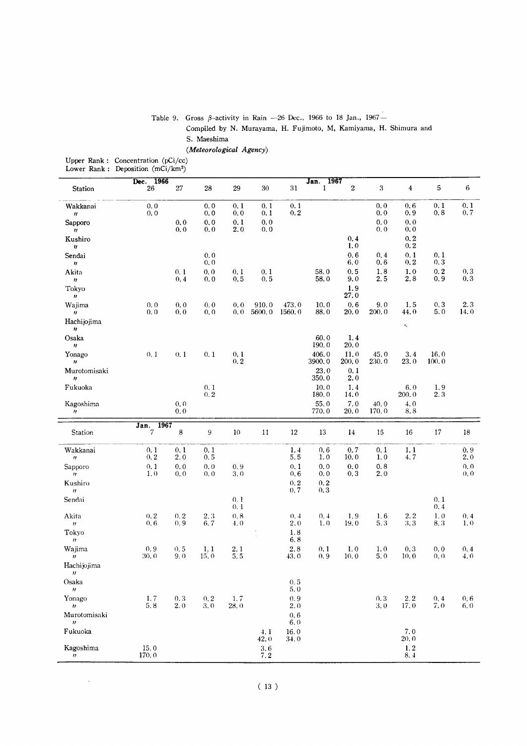Table 9. Gross β-activity in Rain —26 Dec., 1966 to 18 Jan., 1967—

Compiled by N. Murayama, H. Fujimoto, M, Kamiyama, H. Shimura and S. Maeshima

(*Meteorological Agency*)

Upper Rank : Concentration (pCi/cc)
Lower Rank : Deposition (mCi/km²)

| Station | Dec. 1966 26 | 27 | 28 | 29 | 30 | 31 | Jan. 1967 1 | 2 | 3 | 4 | 5 | 6 |
|---|---|---|---|---|---|---|---|---|---|---|---|---|
| Wakkanai | 0.0 | | 0.0 | 0.1 | 0.1 | 0.1 | | | 0.0 | 0.6 | 0.1 | 0.1 |
| 〃 | 0.0 | | 0.0 | 0.0 | 0.1 | 0.2 | | | 0.0 | 0.9 | 0.8 | 0.7 |
| Sapporo | | 0.0 | 0.0 | 0.1 | 0.0 | | | | 0.0 | 0.0 | | |
| 〃 | | 0.0 | 0.0 | 2.0 | 0.0 | | | | 0.0 | 0.0 | | |
| Kushiro | | | | | | | | 0.4 | | 0.2 | | |
| 〃 | | | | | | | | 1.0 | | 0.2 | | |
| Sendai | | | 0.0 | | | | | 0.6 | 0.4 | 0.1 | 0.1 | |
| 〃 | | | 0.0 | | | | | 6.0 | 0.6 | 0.2 | 0.3 | |
| Akita | | 0.1 | 0.0 | 0.1 | 0.1 | | 58.0 | 0.5 | 1.8 | 1.0 | 0.2 | 0.3 |
| 〃 | | 0.4 | 0.0 | 0.5 | 0.5 | | 58.0 | 9.0 | 2.5 | 2.8 | 0.9 | 0.3 |
| Tokyo | | | | | | | | 1.9 | | | | |
| 〃 | | | | | | | | 27.0 | | | | |
| Wajima | 0.0 | 0.0 | 0.0 | 0.0 | 910.0 | 473.0 | 10.0 | 0.6 | 9.0 | 1.5 | 0.3 | 2.3 |
| 〃 | 0.0 | 0.0 | 0.0 | 0.0 | 5600.0 | 1560.0 | 88.0 | 20.0 | 200.0 | 44.0 | 5.0 | 14.0 |
| Hachijojima | | | | | | | | | | | | |
| 〃 | | | | | | | | | | | | |
| Osaka | | | | | | | 60.0 | 1.4 | | | | |
| 〃 | | | | | | | 190.0 | 20.0 | | | | |
| Yonago | 0.1 | 0.1 | 0.1 | 0.1 | | | 406.0 | 11.0 | 45.0 | 3.4 | 16.0 | |
| 〃 | | | | 0.2 | | | 3900.0 | 200.0 | 230.0 | 23.0 | 100.0 | |
| Murotomisaki | | | | | | | 23.0 | 0.1 | | | | |
| 〃 | | | | | | | 350.0 | 2.0 | | | | |
| Fukuoka | | | 0.1 | | | | 10.0 | 1.4 | | 6.0 | 1.9 | |
| | | | 0.2 | | | | 180.0 | 14.0 | | 200.0 | 2.3 | |
| Kagoshima | | 0.0 | | | | | 55.0 | 7.0 | 40.0 | 4.0 | | |
| 〃 | | 0.0 | | | | | 770.0 | 20.0 | 170.0 | 8.8 | | |

| Station | Jan. 1967 7 | 8 | 9 | 10 | 11 | 12 | 13 | 14 | 15 | 16 | 17 | 18 |
|---|---|---|---|---|---|---|---|---|---|---|---|---|
| Wakkanai | 0.1 | 0.1 | 0.1 | | | 1.4 | 0.6 | 0.7 | 0.1 | 1.1 | | 0.9 |
| 〃 | 0.2 | 2.0 | 0.5 | | | 5.5 | 1.0 | 10.0 | 1.0 | 4.7 | | 2.0 |
| Sapporo | 0.1 | 0.0 | 0.0 | 0.9 | | 0.1 | 0.0 | 0.0 | 0.8 | | | 0.0 |
| 〃 | 1.0 | 0.0 | 0.0 | 3.0 | | 0.6 | 0.0 | 0.3 | 2.0 | | | 0.0 |
| Kushiro | | | | | | 0.2 | 0.2 | | | | | |
| 〃 | | | | | | 0.7 | 0.3 | | | | | |
| Sendai | | | | 0.1 | | | | | | | 0.1 | |
| | | | | 0.1 | | | | | | | 0.4 | |
| Akita | 0.2 | 0.2 | 2.3 | 0.8 | | 0.4 | 0.4 | 1.9 | 1.6 | 2.2 | 1.0 | 0.4 |
| 〃 | 0.6 | 0.9 | 6.7 | 4.0 | | 2.0 | 1.0 | 19.0 | 5.3 | 3.3 | 8.3 | 1.0 |
| Tokyo | | | | | | 1.8 | | | | | | |
| 〃 | | | | | | 6.8 | | | | | | |
| Wajima | 0.9 | 0.5 | 1.1 | 2.1 | | 2.8 | 0.1 | 1.0 | 1.0 | 0.3 | 0.0 | 0.4 |
| 〃 | 30.0 | 9.0 | 15.0 | 5.5 | | 43.0 | 0.9 | 10.0 | 5.0 | 10.0 | 0.0 | 4.0 |
| Hachijojima | | | | | | | | | | | | |
| 〃 | | | | | | | | | | | | |
| Osaka | | | | | | 0.5 | | | | | | |
| 〃 | | | | | | 5.0 | | | | | | |
| Yonago | 1.7 | 0.3 | 0.2 | 1.7 | | 0.9 | | | 0.3 | 2.2 | 0.4 | 0.6 |
| 〃 | 5.8 | 2.0 | 3.0 | 28.0 | | 2.0 | | | 3.0 | 17.0 | 7.0 | 6.0 |
| Murotomisaki | | | | | | 0.6 | | | | | | |
| 〃 | | | | | | 6.0 | | | | | | |
| Fukuoka | | | | | 4.1 | 16.0 | | | | 7.0 | | |
| | | | | | 42.0 | 34.0 | | | | 20.0 | | |
| Kagoshima | 15.0 | | | | 3.6 | | | | | 1.2 | | |
| 〃 | 170.0 | | | | 7.2 | | | | | 8.4 | | |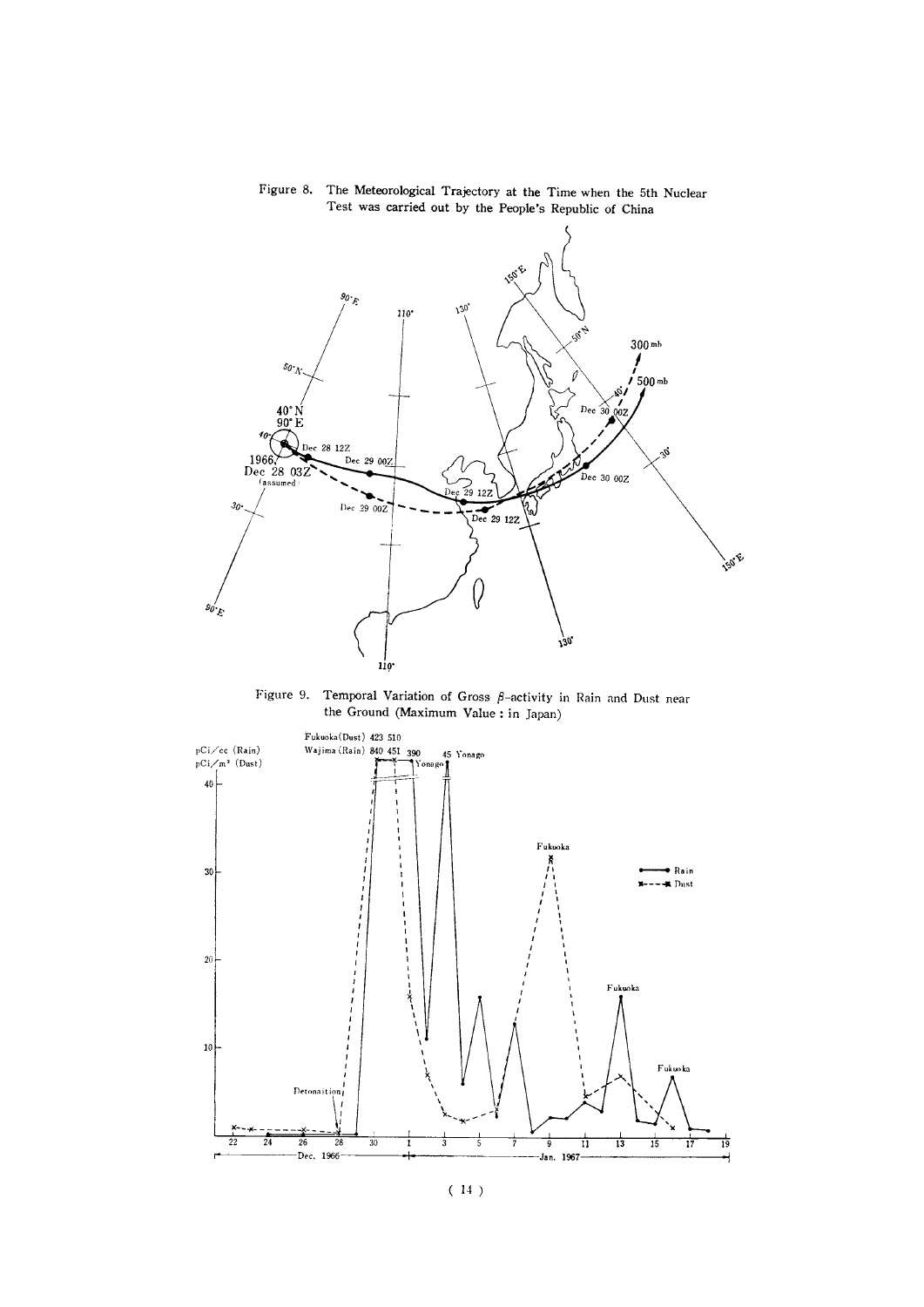Figure 8. The Meteorological Trajectory at the Time when the 5th Nuclear Test was carried out by the People's Republic of China

Figure 9. Temporal Variation of Gross $\beta$-activity in Rain and Dust near the Ground (Maximum Value : in Japan)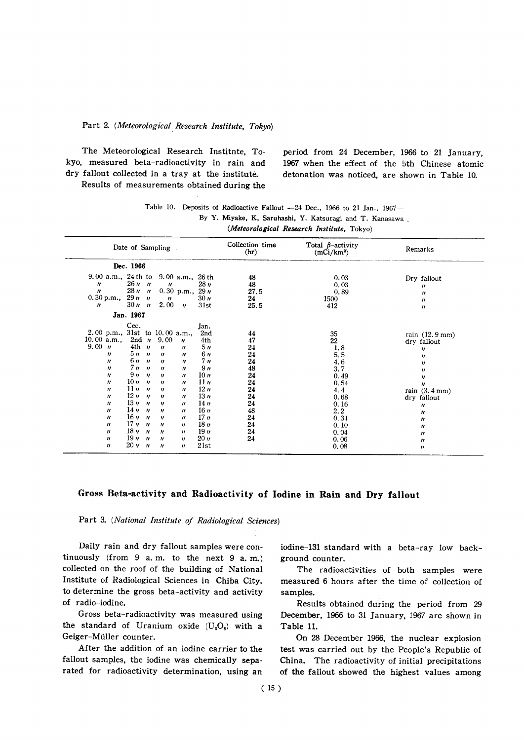Part 2. (*Meteorological Research Institute, Tokyo*)

The Meteorological Research Institnte, Tokyo, measured beta-radioactivity in rain and dry fallout collected in a tray at the institute.

Results of measurements obtained during the period from 24 December, 1966 to 21 January, 1967 when the effect of the 5th Chinese atomic detonation was noticed, are shown in Table 10.

Table 10. Deposits of Radioactive Fallout —24 Dec., 1966 to 21 Jan., 1967—
By Y. Miyake, K, Saruhashi, Y. Katsuragi and T. Kanasawa
(*Meteorological Research Institute*, Tokyo)

| Date of Sampling | Collection time (hr) | Total $\beta$-activity (mCi/km$^2$) | Remarks |
|---|---|---|---|
| **Dec. 1966** | | | |
| 9.00 a.m., 24th to 9.00 a.m., 26th | 48 | 0.03 | Dry fallout |
| 〃 26〃 〃 〃 28〃 | 48 | 0.03 | 〃 |
| 〃 28〃 〃 0.30 p.m., 29〃 | 27.5 | 0.89 | 〃 |
| 0.30 p.m., 29〃 〃 〃 30〃 | 24 | 1500 | 〃 |
| 〃 30〃 〃 2.00 〃 31st | 25.5 | 412 | 〃 |
| **Jan. 1967** | | | |
| 2.00 p.m., Cec. 31st to 10.00 a.m., Jan. 2nd | 44 | 35 | rain (12.9 mm) |
| 10.00 a.m., 2nd 〃 9.00 〃 4th | 47 | 22 | dry fallout |
| 9.00 〃 4th 〃 〃 〃 5〃 | 24 | 1.8 | 〃 |
| 〃 5〃 〃 〃 〃 6〃 | 24 | 5.5 | 〃 |
| 〃 6〃 〃 〃 〃 7〃 | 24 | 4.6 | 〃 |
| 〃 7〃 〃 〃 〃 9〃 | 48 | 3.7 | 〃 |
| 〃 9〃 〃 〃 〃 10〃 | 24 | 0.49 | 〃 |
| 〃 10〃 〃 〃 〃 11〃 | 24 | 0.54 | 〃 |
| 〃 11〃 〃 〃 〃 12〃 | 24 | 4.4 | rain (3.4 mm) |
| 〃 12〃 〃 〃 〃 13〃 | 24 | 0.68 | dry fallout |
| 〃 13〃 〃 〃 〃 14〃 | 24 | 0.16 | 〃 |
| 〃 14〃 〃 〃 〃 16〃 | 48 | 2.2 | 〃 |
| 〃 16〃 〃 〃 〃 17〃 | 24 | 0.34 | 〃 |
| 〃 17〃 〃 〃 〃 18〃 | 24 | 0.10 | 〃 |
| 〃 18〃 〃 〃 〃 19〃 | 24 | 0.04 | 〃 |
| 〃 19〃 〃 〃 〃 20〃 | 24 | 0.06 | 〃 |
| 〃 20〃 〃 〃 〃 21st | | 0.08 | 〃 |

## Gross Beta-activity and Radioactivity of Iodine in Rain and Dry fallout

Part 3. (*National Institute of Radiological Sciences*)

Daily rain and dry fallout samples were continuously (from 9 a.m. to the next 9 a.m.) collected on the roof of the building of National Institute of Radiological Sciences in Chiba City, to determine the gross beta-activity and activity of radio-iodine.

Gross beta-radioactivity was measured using the standard of Uranium oxide ($U_3O_8$) with a Geiger-Müller counter.

After the addition of an iodine carrier to the fallout samples, the iodine was chemically separated for radioactivity determination, using an iodine-131 standard with a beta-ray low background counter.

The radioactivities of both samples were measured 6 hours after the time of collection of samples.

Results obtained during the period from 29 December, 1966 to 31 January, 1967 are shown in Table 11.

On 28 December 1966, the nuclear explosion test was carried out by the People's Republic of China. The radioactivity of initial precipitations of the fallout showed the highest values among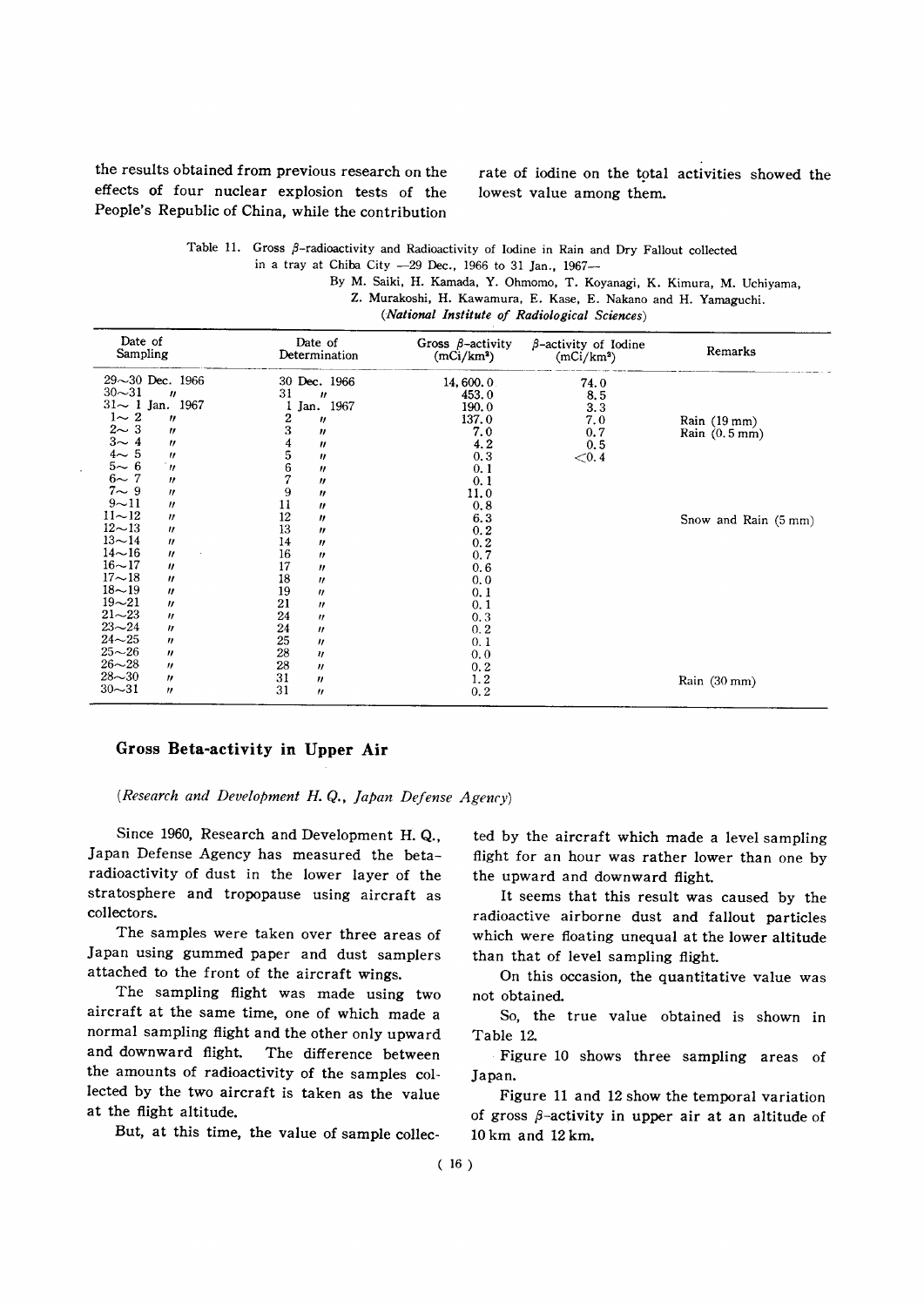the results obtained from previous research on the effects of four nuclear explosion tests of the People's Republic of China, while the contribution rate of iodine on the total activities showed the lowest value among them.

Table 11. Gross $\beta$-radioactivity and Radioactivity of Iodine in Rain and Dry Fallout collected in a tray at Chiba City —29 Dec., 1966 to 31 Jan., 1967—

By M. Saiki, H. Kamada, Y. Ohmomo, T. Koyanagi, K. Kimura, M. Uchiyama, Z. Murakoshi, H. Kawamura, E. Kase, E. Nakano and H. Yamaguchi.
(*National Institute of Radiological Sciences*)

| Date of Sampling | Date of Determination | Gross $\beta$-activity ($mCi/km^2$) | $\beta$-activity of Iodine ($mCi/km^2$) | Remarks |
|---|---|---|---|---|
| 29~30 Dec. 1966 | 30 Dec. 1966 | 14,600.0 | 74.0 | |
| 30~31 〃 | 31 〃 | 453.0 | 8.5 | |
| 31~ 1 Jan. 1967 | 1 Jan. 1967 | 190.0 | 3.3 | |
| 1~ 2 〃 | 2 〃 | 137.0 | 7.0 | Rain (19 mm) |
| 2~ 3 〃 | 3 〃 | 7.0 | 0.7 | Rain (0.5 mm) |
| 3~ 4 〃 | 4 〃 | 4.2 | 0.5 | |
| 4~ 5 〃 | 5 〃 | 0.3 | <0.4 | |
| 5~ 6 〃 | 6 〃 | 0.1 | | |
| 6~ 7 〃 | 7 〃 | 0.1 | | |
| 7~ 9 〃 | 9 〃 | 11.0 | | |
| 9~11 〃 | 11 〃 | 0.8 | | |
| 11~12 〃 | 12 〃 | 6.3 | | Snow and Rain (5 mm) |
| 12~13 〃 | 13 〃 | 0.2 | | |
| 13~14 〃 | 14 〃 | 0.2 | | |
| 14~16 〃 | 16 〃 | 0.7 | | |
| 16~17 〃 | 17 〃 | 0.6 | | |
| 17~18 〃 | 18 〃 | 0.0 | | |
| 18~19 〃 | 19 〃 | 0.1 | | |
| 19~21 〃 | 21 〃 | 0.1 | | |
| 21~23 〃 | 24 〃 | 0.3 | | |
| 23~24 〃 | 24 〃 | 0.2 | | |
| 24~25 〃 | 25 〃 | 0.1 | | |
| 25~26 〃 | 28 〃 | 0.0 | | |
| 26~28 〃 | 28 〃 | 0.2 | | |
| 28~30 〃 | 31 〃 | 1.2 | | Rain (30 mm) |
| 30~31 〃 | 31 〃 | 0.2 | | |

## Gross Beta-activity in Upper Air

(*Research and Development H. Q., Japan Defense Agency*)

Since 1960, Research and Development H. Q., Japan Defense Agency has measured the beta-radioactivity of dust in the lower layer of the stratosphere and tropopause using aircraft as collectors.

The samples were taken over three areas of Japan using gummed paper and dust samplers attached to the front of the aircraft wings.

The sampling flight was made using two aircraft at the same time, one of which made a normal sampling flight and the other only upward and downward flight. The difference between the amounts of radioactivity of the samples collected by the two aircraft is taken as the value at the flight altitude.

But, at this time, the value of sample collected by the aircraft which made a level sampling flight for an hour was rather lower than one by the upward and downward flight.

It seems that this result was caused by the radioactive airborne dust and fallout particles which were floating unequal at the lower altitude than that of level sampling flight.

On this occasion, the quantitative value was not obtained.

So, the true value obtained is shown in Table 12.

Figure 10 shows three sampling areas of Japan.

Figure 11 and 12 show the temporal variation of gross $\beta$-activity in upper air at an altitude of 10 km and 12 km.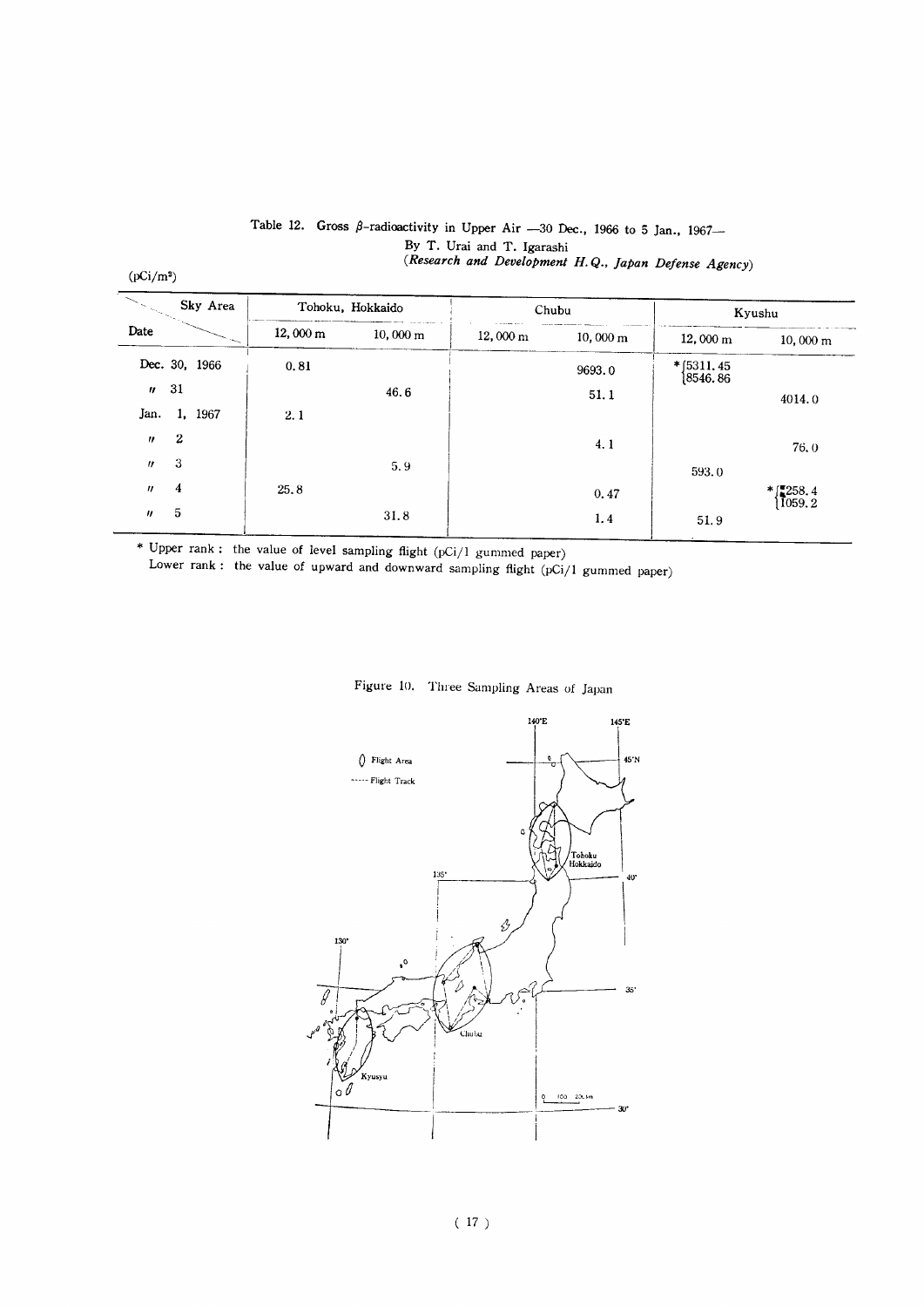Table 12. Gross β-radioactivity in Upper Air —30 Dec., 1966 to 5 Jan., 1967—
By T. Urai and T. Igarashi
(*Research and Development H.Q., Japan Defense Agency*)

(pCi/m³)

| Date \ Sky Area | Tohoku, Hokkaido | | Chubu | | Kyushu | |
|---|---|---|---|---|---|---|
| | 12,000 m | 10,000 m | 12,000 m | 10,000 m | 12,000 m | 10,000 m |
| Dec. 30, 1966 | 0.81 | | | 9693.0 | * {5311.45 / 8546.86} | |
| 〃 31 | | 46.6 | | 51.1 | | 4014.0 |
| Jan. 1, 1967 | 2.1 | | | | | |
| 〃 2 | | | | 4.1 | | 76.0 |
| 〃 3 | | 5.9 | | | 593.0 | |
| 〃 4 | 25.8 | | | 0.47 | | * {258.4 / 1059.2} |
| 〃 5 | | 31.8 | | 1.4 | 51.9 | |

\* Upper rank : the value of level sampling flight (pCi/1 gummed paper)
Lower rank : the value of upward and downward sampling flight (pCi/1 gummed paper)

Figure 10. Three Sampling Areas of Japan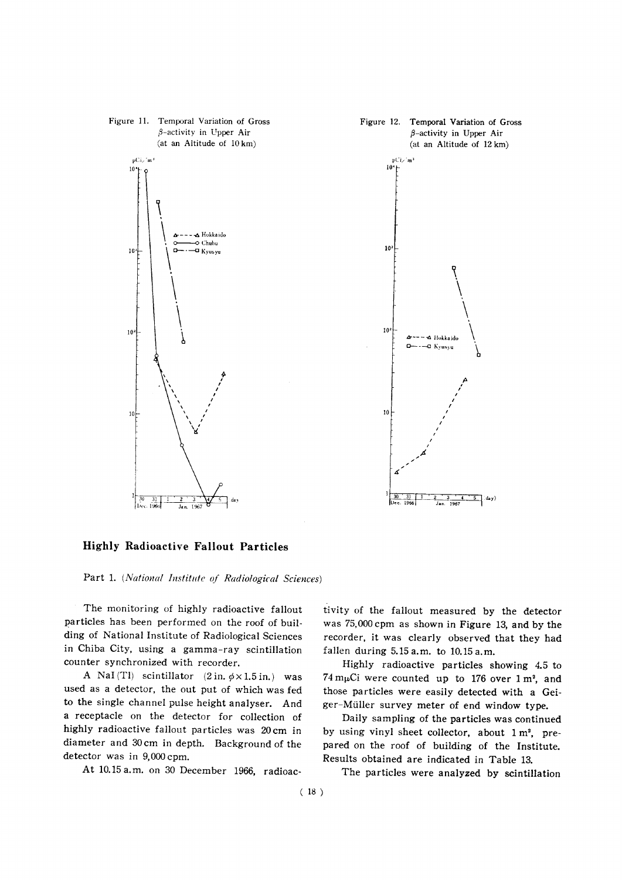Figure 11. Temporal Variation of Gross $\beta$-activity in Upper Air (at an Altitude of 10 km)

Figure 12. Temporal Variation of Gross $\beta$-activity in Upper Air (at an Altitude of 12 km)

## Highly Radioactive Fallout Particles

Part 1. (*National Institute of Radiological Sciences*)

The monitoring of highly radioactive fallout particles has been performed on the roof of building of National Institute of Radiological Sciences in Chiba City, using a gamma-ray scintillation counter synchronized with recorder.

A NaI (Tl) scintillator (2 in. $\phi \times 1.5$ in.) was used as a detector, the out put of which was fed to the single channel pulse height analyser. And a receptacle on the detector for collection of highly radioactive fallout particles was 20 cm in diameter and 30 cm in depth. Background of the detector was in 9,000 cpm.

At 10.15 a.m. on 30 December 1966, radioactivity of the fallout measured by the detector was 75,000 cpm as shown in Figure 13, and by the recorder, it was clearly observed that they had fallen during 5.15 a.m. to 10.15 a.m.

Highly radioactive particles showing 4.5 to 74 mμCi were counted up to 176 over 1 m², and those particles were easily detected with a Geiger-Müller survey meter of end window type.

Daily sampling of the particles was continued by using vinyl sheet collector, about 1 m², prepared on the roof of building of the Institute. Results obtained are indicated in Table 13.

The particles were analyzed by scintillation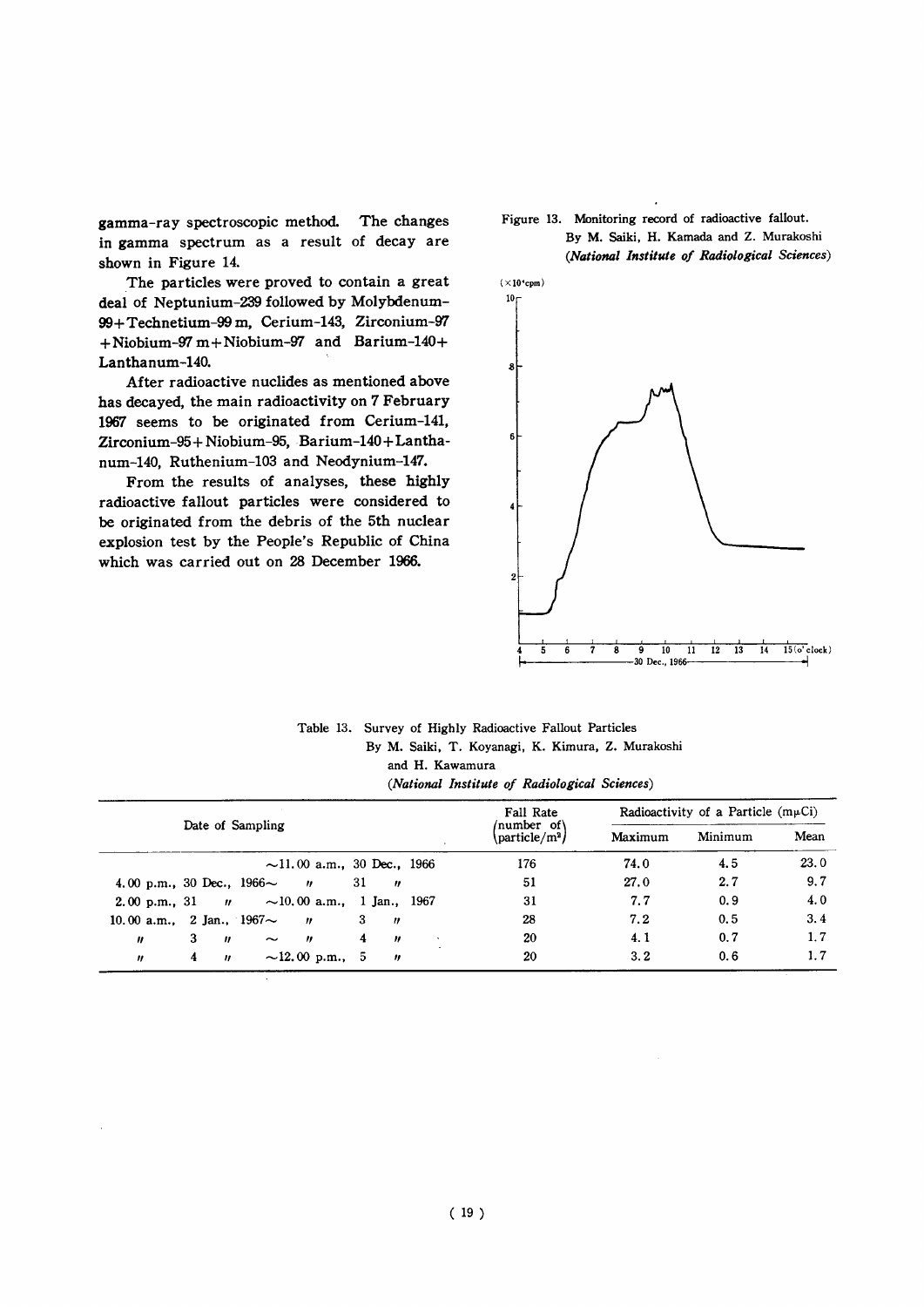gamma-ray spectroscopic method. The changes in gamma spectrum as a result of decay are shown in Figure 14.

The particles were proved to contain a great deal of Neptunium-239 followed by Molybdenum-99+Technetium-99 m, Cerium-143, Zirconium-97+Niobium-97 m+Niobium-97 and Barium-140+Lanthanum-140.

After radioactive nuclides as mentioned above has decayed, the main radioactivity on 7 February 1967 seems to be originated from Cerium-141, Zirconium-95+Niobium-95, Barium-140+Lanthanum-140, Ruthenium-103 and Neodynium-147.

From the results of analyses, these highly radioactive fallout particles were considered to be originated from the debris of the 5th nuclear explosion test by the People's Republic of China which was carried out on 28 December 1966.

Figure 13. Monitoring record of radioactive fallout.
By M. Saiki, H. Kamada and Z. Murakoshi
*(National Institute of Radiological Sciences)*

Table 13. Survey of Highly Radioactive Fallout Particles
By M. Saiki, T. Koyanagi, K. Kimura, Z. Murakoshi and H. Kawamura
*(National Institute of Radiological Sciences)*

| Date of Sampling | Fall Rate (number of particle/m²) | Radioactivity of a Particle (mμCi) Maximum | Minimum | Mean |
|---|---|---|---|---|
| ~11.00 a.m., 30 Dec., 1966 | 176 | 74.0 | 4.5 | 23.0 |
| 4.00 p.m., 30 Dec., 1966~ 〃 31 〃 | 51 | 27.0 | 2.7 | 9.7 |
| 2.00 p.m., 31 〃 ~10.00 a.m., 1 Jan., 1967 | 31 | 7.7 | 0.9 | 4.0 |
| 10.00 a.m., 2 Jan., 1967~ 〃 3 〃 | 28 | 7.2 | 0.5 | 3.4 |
| 〃 3 〃 ~ 〃 4 〃 | 20 | 4.1 | 0.7 | 1.7 |
| 〃 4 〃 ~12.00 p.m., 5 〃 | 20 | 3.2 | 0.6 | 1.7 |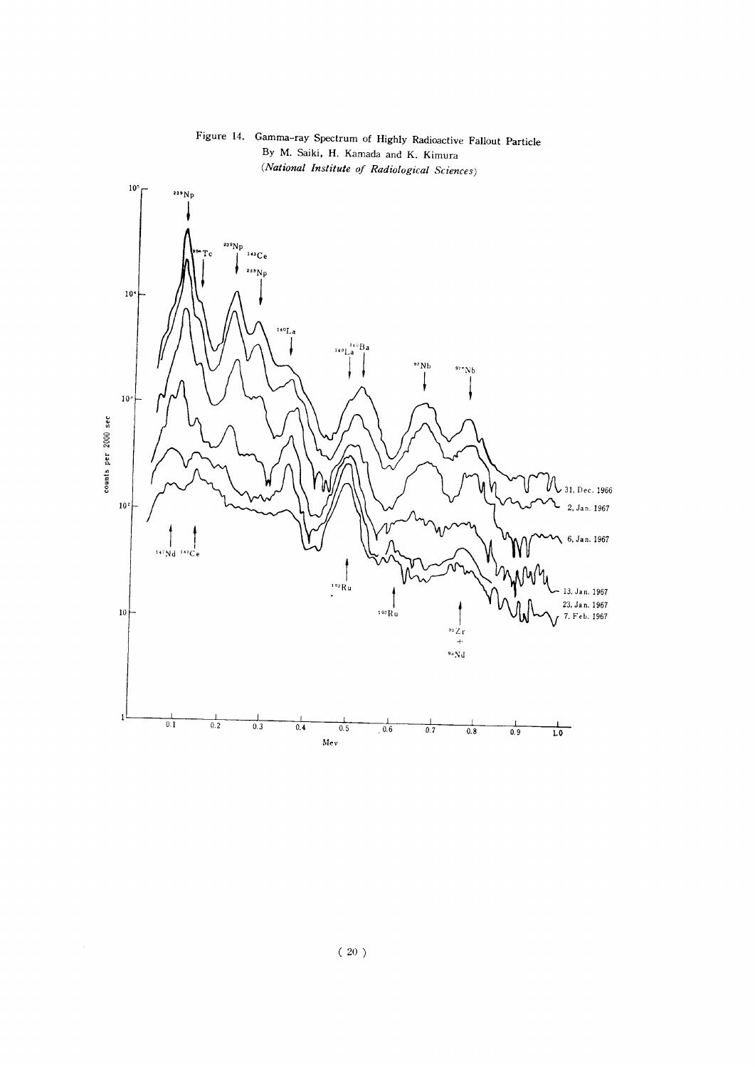Figure 14. Gamma-ray Spectrum of Highly Radioactive Fallout Particle
By M. Saiki, H. Kamada and K. Kimura
*(National Institute of Radiological Sciences)*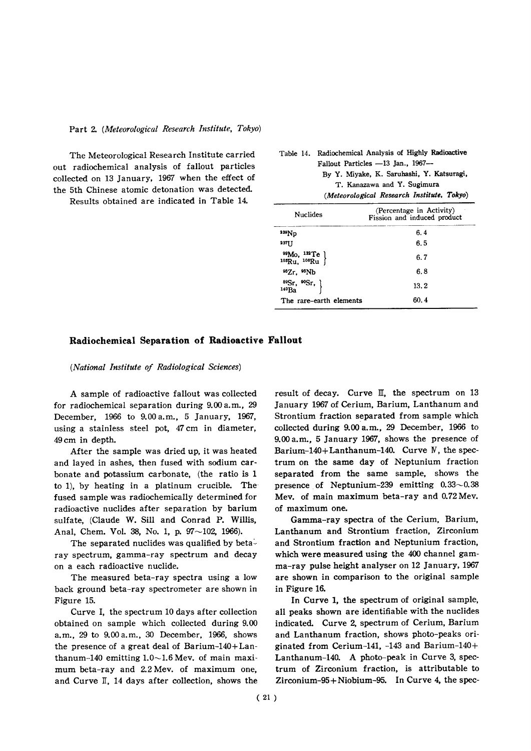Part 2. (*Meteorological Research Institute, Tokyo*)

The Meteorological Research Institute carried out radiochemical analysis of fallout particles collected on 13 January, 1967 when the effect of the 5th Chinese atomic detonation was detected.

Results obtained are indicated in Table 14.

Table 14. Radiochemical Analysis of Highly Radioactive Fallout Particles —13 Jan., 1967—
By Y. Miyake, K. Saruhashi, Y. Katsuragi, T. Kanazawa and Y. Sugimura
(*Meteorological Research Institute, Tokyo*)

| Nuclides | (Percentage in Activity) Fission and induced product |
|---|---|
| $^{239}Np$ | 6.4 |
| $^{237}U$ | 6.5 |
| $^{99}Mo$, $^{132}Te$, $^{103}Ru$, $^{106}Ru$ | 6.7 |
| $^{95}Zr$, $^{95}Nb$ | 6.8 |
| $^{89}Sr$, $^{90}Sr$, $^{140}Ba$ | 13.2 |
| The rare-earth elements | 60.4 |

## Radiochemical Separation of Radioactive Fallout

(*National Institute of Radiological Sciences*)

A sample of radioactive fallout was collected for radiochemical separation during 9.00 a.m., 29 December, 1966 to 9.00 a.m., 5 January, 1967, using a stainless steel pot, 47 cm in diameter, 49 cm in depth.

After the sample was dried up, it was heated and layed in ashes, then fused with sodium carbonate and potassium carbonate, (the ratio is 1 to 1), by heating in a platinum crucible. The fused sample was radiochemically determined for radioactive nuclides after separation by barium sulfate, (Claude W. Sill and Conrad P. Willis, Anal, Chem. Vol. 38, No. 1, p. 97~102, 1966).

The separated nuclides was qualified by beta-ray spectrum, gamma-ray spectrum and decay on a each radioactive nuclide.

The measured beta-ray spectra using a low back ground beta-ray spectrometer are shown in Figure 15.

Curve I, the spectrum 10 days after collection obtained on sample which collected during 9.00 a.m., 29 to 9.00 a.m., 30 December, 1966, shows the presence of a great deal of Barium-140+Lanthanum-140 emitting 1.0~1.6 Mev. of main maximum beta-ray and 2.2 Mev. of maximum one, and Curve II, 14 days after collection, shows the result of decay. Curve III, the spectrum on 13 January 1967 of Cerium, Barium, Lanthanum and Strontium fraction separated from sample which collected during 9.00 a.m., 29 December, 1966 to 9.00 a.m., 5 January 1967, shows the presence of Barium-140+Lanthanum-140. Curve IV, the spectrum on the same day of Neptunium fraction separated from the same sample, shows the presence of Neptunium-239 emitting 0.33~0.38 Mev. of main maximum beta-ray and 0.72 Mev. of maximum one.

Gamma-ray spectra of the Cerium, Barium, Lanthanum and Strontium fraction, Zirconium and Strontium fraction and Neptunium fraction, which were measured using the 400 channel gamma-ray pulse height analyser on 12 January, 1967 are shown in comparison to the original sample in Figure 16.

In Curve 1, the spectrum of original sample, all peaks shown are identifiable with the nuclides indicated. Curve 2, spectrum of Cerium, Barium and Lanthanum fraction, shows photo-peaks originated from Cerium-141, -143 and Barium-140+Lanthanum-140. A photo-peak in Curve 3, spectrum of Zirconium fraction, is attributable to Zirconium-95+Niobium-95. In Curve 4, the spec-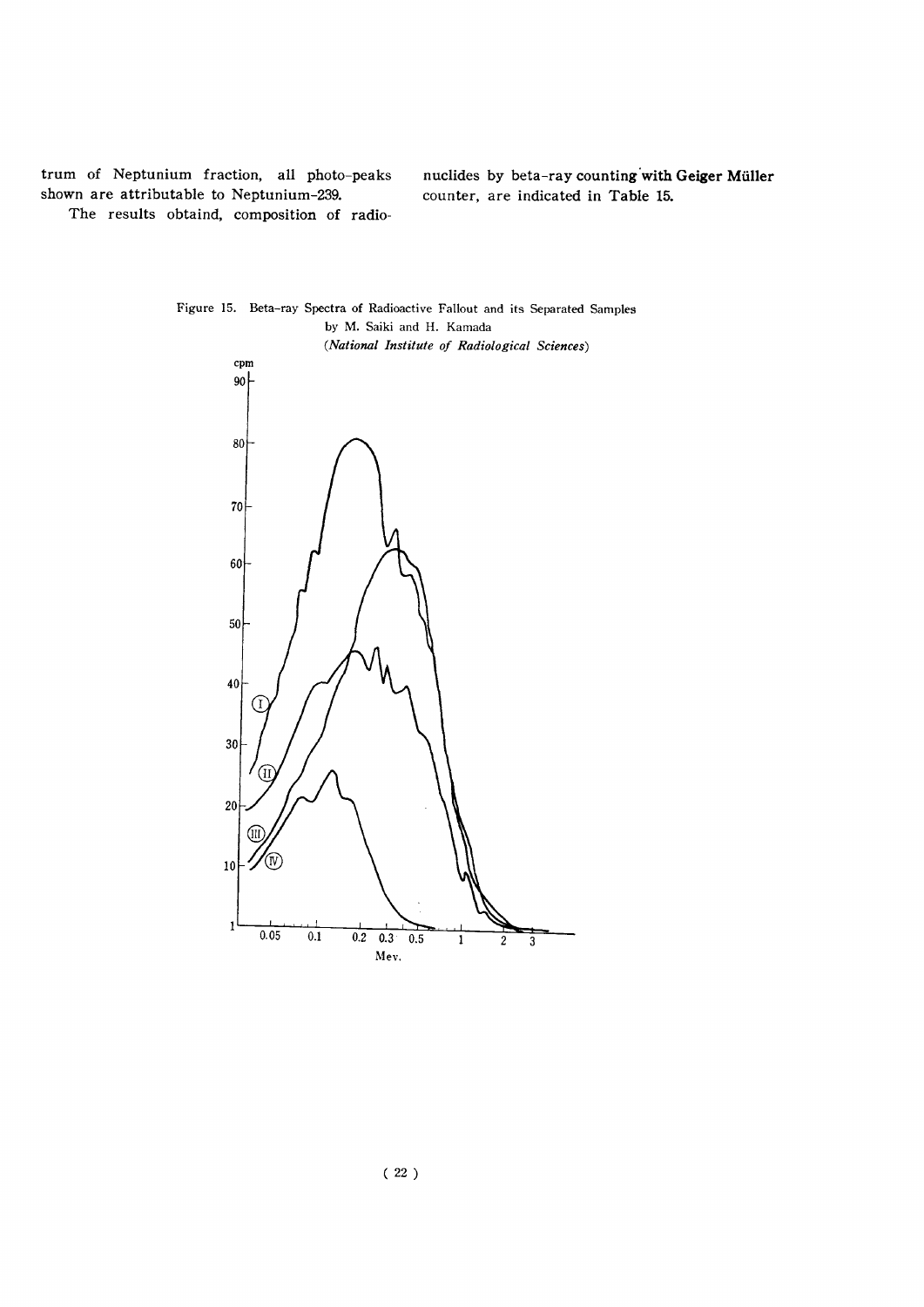trum of Neptunium fraction, all photo-peaks shown are attributable to Neptunium-239.

The results obtaind, composition of radionuclides by beta-ray counting with Geiger Müller counter, are indicated in Table 15.

Figure 15. Beta-ray Spectra of Radioactive Fallout and its Separated Samples by M. Saiki and H. Kamada (*National Institute of Radiological Sciences*)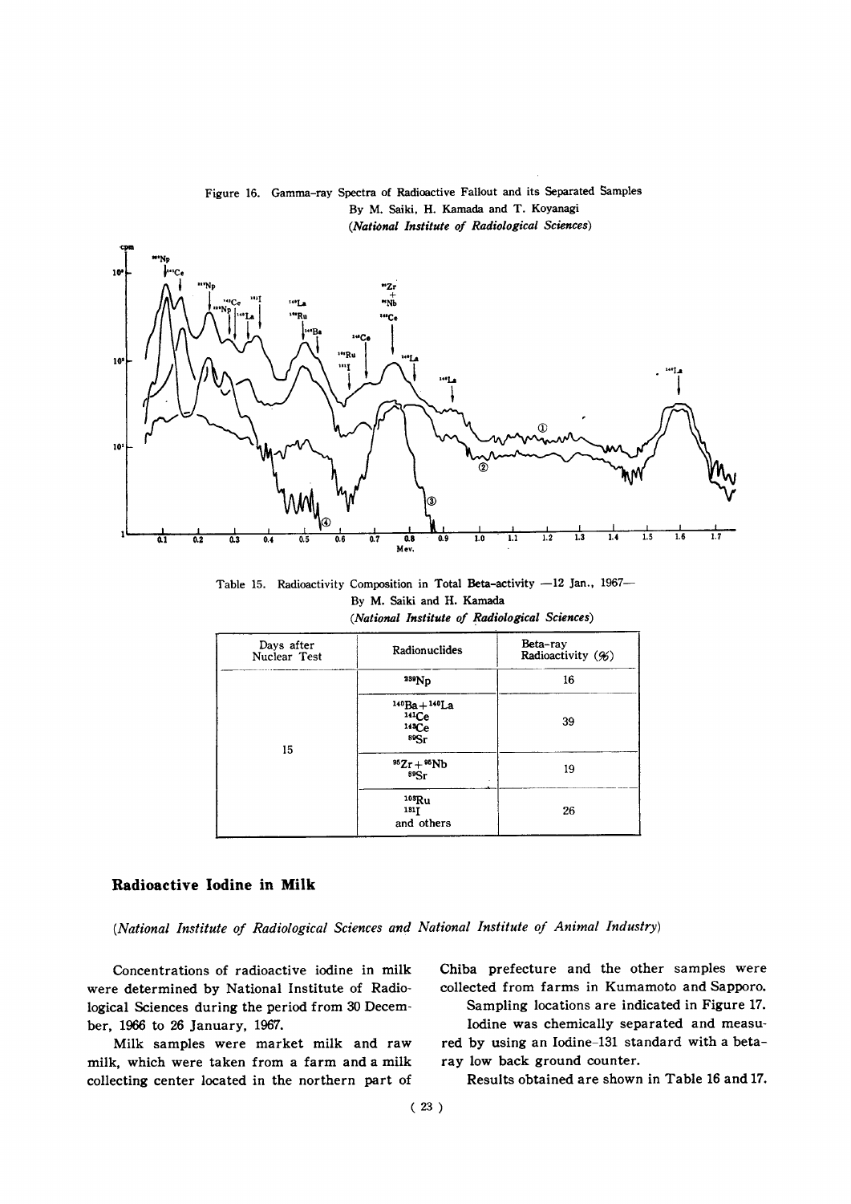Figure 16. Gamma-ray Spectra of Radioactive Fallout and its Separated Samples
By M. Saiki, H. Kamada and T. Koyanagi
*(National Institute of Radiological Sciences)*

Table 15. Radioactivity Composition in Total Beta-activity —12 Jan., 1967—
By M. Saiki and H. Kamada
*(National Institute of Radiological Sciences)*

| Days after Nuclear Test | Radionuclides | Beta-ray Radioactivity (%) |
|---|---|---|
| 15 | $^{239}Np$ | 16 |
| | $^{140}Ba+^{140}La$ $^{141}Ce$ $^{143}Ce$ $^{89}Sr$ | 39 |
| | $^{95}Zr+^{95}Nb$ $^{89}Sr$ | 19 |
| | $^{103}Ru$ $^{131}I$ and others | 26 |

## Radioactive Iodine in Milk

*(National Institute of Radiological Sciences and National Institute of Animal Industry)*

Concentrations of radioactive iodine in milk were determined by National Institute of Radiological Sciences during the period from 30 December, 1966 to 26 January, 1967.

Milk samples were market milk and raw milk, which were taken from a farm and a milk collecting center located in the northern part of Chiba prefecture and the other samples were collected from farms in Kumamoto and Sapporo.

Sampling locations are indicated in Figure 17.

Iodine was chemically separated and measured by using an Iodine-131 standard with a beta-ray low back ground counter.

Results obtained are shown in Table 16 and 17.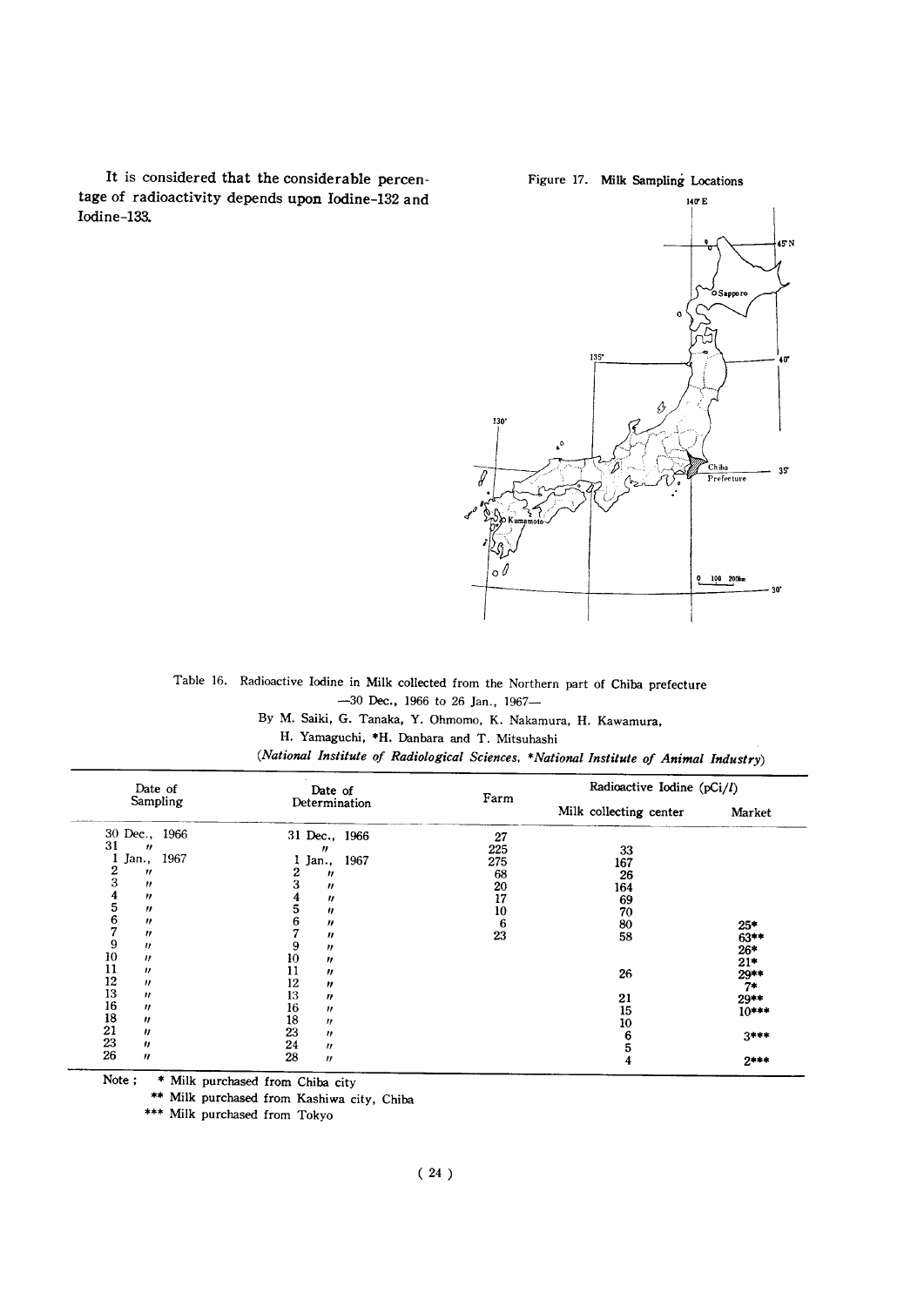It is considered that the considerable percentage of radioactivity depends upon Iodine-132 and Iodine-133.

Figure 17. Milk Sampling Locations

Table 16. Radioactive Iodine in Milk collected from the Northern part of Chiba prefecture
—30 Dec., 1966 to 26 Jan., 1967—

By M. Saiki, G. Tanaka, Y. Ohmomo, K. Nakamura, H. Kawamura, H. Yamaguchi, *H. Danbara and T. Mitsuhashi

*(National Institute of Radiological Sciences, *National Institute of Animal Industry)*

| Date of Sampling | Date of Determination | Farm | Radioactive Iodine (pCi/l) | |
|---|---|---|---|---|
| | | | Milk collecting center | Market |
| 30 Dec., 1966 | 31 Dec., 1966 | 27 | | |
| 31 〃 | 〃 | 225 | 33 | |
| 1 Jan., 1967 | 1 Jan., 1967 | 275 | 167 | |
| 2 〃 | 2 〃 | 68 | 26 | |
| 3 〃 | 3 〃 | 20 | 164 | |
| 4 〃 | 4 〃 | 17 | 69 | |
| 5 〃 | 5 〃 | 10 | 70 | |
| 6 〃 | 6 〃 | 6 | 80 | 25* |
| 7 〃 | 7 〃 | 23 | 58 | 63** |
| 9 〃 | 9 〃 | | | 26* |
| 10 〃 | 10 〃 | | | 21* |
| 11 〃 | 11 〃 | | 26 | 29** |
| 12 〃 | 12 〃 | | | 7* |
| 13 〃 | 13 〃 | | 21 | 29** |
| 16 〃 | 16 〃 | | 15 | 10*** |
| 18 〃 | 18 〃 | | 10 | |
| 21 〃 | 23 〃 | | 6 | 3*** |
| 23 〃 | 24 〃 | | 5 | |
| 26 〃 | 28 〃 | | 4 | 2*** |

Note ; * Milk purchased from Chiba city
** Milk purchased from Kashiwa city, Chiba
*** Milk purchased from Tokyo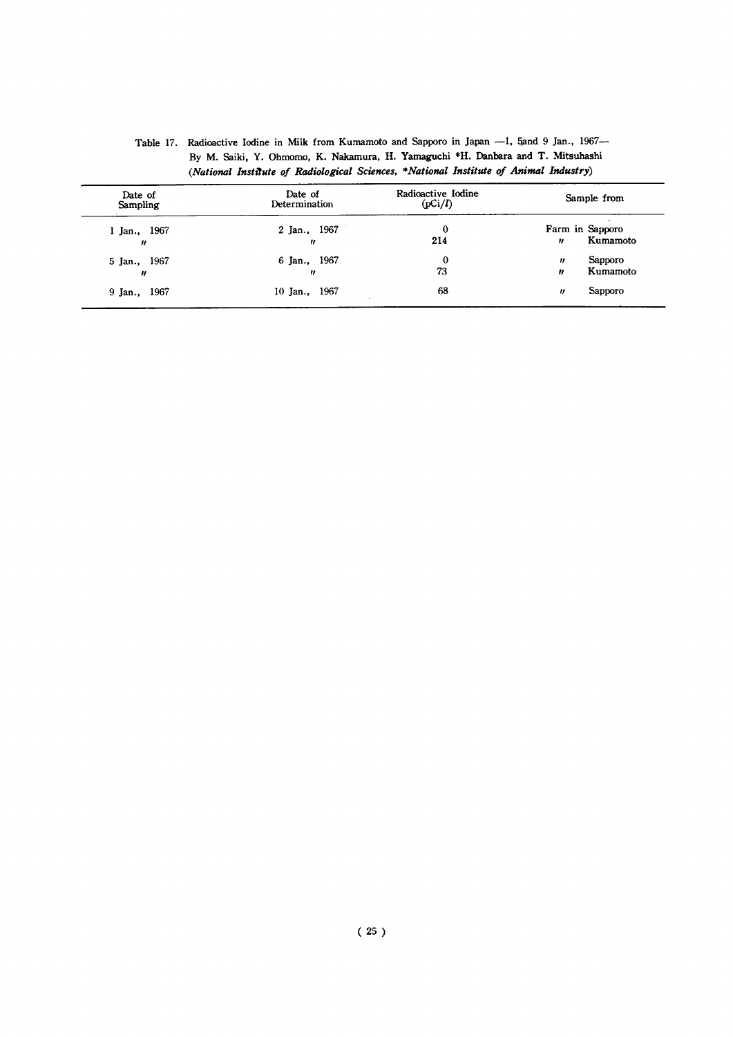Table 17. Radioactive Iodine in Milk from Kumamoto and Sapporo in Japan —1, 5and 9 Jan., 1967—
By M. Saiki, Y. Ohmomo, K. Nakamura, H. Yamaguchi *H. Danbara and T. Mitsuhashi
(*National Institute of Radiological Sciences, \*National Institute of Animal Industry*)

| Date of Sampling | Date of Determination | Radioactive Iodine (pCi/*l*) | Sample from |
|---|---|---|---|
| 1 Jan., 1967 | 2 Jan., 1967 | 0 | Farm in Sapporo |
| 〃 | 〃 | 214 | 〃 Kumamoto |
| 5 Jan., 1967 | 6 Jan., 1967 | 0 | 〃 Sapporo |
| 〃 | 〃 | 73 | 〃 Kumamoto |
| 9 Jan., 1967 | 10 Jan., 1967 | 68 | 〃 Sapporo |